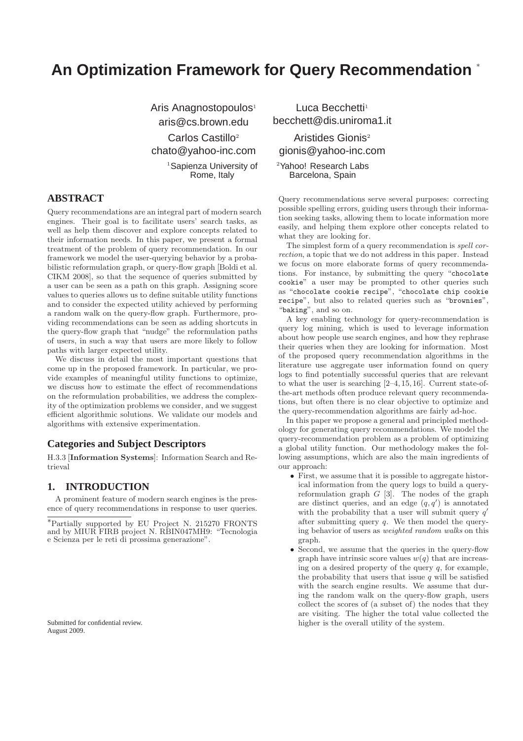# An Optimization Framework for Query Recommendation *

Aris Anagnostopoulos[1]
aris@cs.brown.edu

Luca Becchetti[1]
becchett@dis.uniroma1.it

Carlos Castillo[2]
chato@yahoo-inc.com

Aristides Gionis[2]
gionis@yahoo-inc.com

[1]Sapienza University of Rome, Italy

[2]Yahoo! Research Labs Barcelona, Spain

## ABSTRACT

Query recommendations are an integral part of modern search engines. Their goal is to facilitate users' search tasks, as well as help them discover and explore concepts related to their information needs. In this paper, we present a formal treatment of the problem of query recommendation. In our framework we model the user-querying behavior by a probabilistic reformulation graph, or query-flow graph [Boldi et al. CIKM 2008], so that the sequence of queries submitted by a user can be seen as a path on this graph. Assigning score values to queries allows us to define suitable utility functions and to consider the expected utility achieved by performing a random walk on the query-flow graph. Furthermore, providing recommendations can be seen as adding shortcuts in the query-flow graph that "nudge" the reformulation paths of users, in such a way that users are more likely to follow paths with larger expected utility.

We discuss in detail the most important questions that come up in the proposed framework. In particular, we provide examples of meaningful utility functions to optimize, we discuss how to estimate the effect of recommendations on the reformulation probabilities, we address the complexity of the optimization problems we consider, and we suggest efficient algorithmic solutions. We validate our models and algorithms with extensive experimentation.

## Categories and Subject Descriptors

H.3.3 [**Information Systems**]: Information Search and Retrieval

## 1. INTRODUCTION

A prominent feature of modern search engines is the presence of query recommendations in response to user queries.

*Partially supported by EU Project N. 215270 FRONTS and by MIUR FIRB project N. RBIN047MH9: "Tecnologia e Scienza per le reti di prossima generazione".

Submitted for confidential review.
August 2009.

Query recommendations serve several purposes: correcting possible spelling errors, guiding users through their information seeking tasks, allowing them to locate information more easily, and helping them explore other concepts related to what they are looking for.

The simplest form of a query recommendation is *spell correction*, a topic that we do not address in this paper. Instead we focus on more elaborate forms of query recommendations. For instance, by submitting the query "`chocolate cookie`" a user may be prompted to other queries such as "`chocolate cookie recipe`", "`chocolate chip cookie recipe`", but also to related queries such as "`brownies`", "`baking`", and so on.

A key enabling technology for query-recommendation is query log mining, which is used to leverage information about how people use search engines, and how they rephrase their queries when they are looking for information. Most of the proposed query recommendation algorithms in the literature use aggregate user information found on query logs to find potentially successful queries that are relevant to what the user is searching [2–4, 15, 16]. Current state-of-the-art methods often produce relevant query recommendations, but often there is no clear objective to optimize and the query-recommendation algorithms are fairly ad-hoc.

In this paper we propose a general and principled methodology for generating query recommendations. We model the query-recommendation problem as a problem of optimizing a global utility function. Our methodology makes the following assumptions, which are also the main ingredients of our approach:

- First, we assume that it is possible to aggregate historical information from the query logs to build a query-reformulation graph $G$ [3]. The nodes of the graph are distinct queries, and an edge $(q, q')$ is annotated with the probability that a user will submit query $q'$ after submitting query $q$. We then model the querying behavior of users as *weighted random walks* on this graph.
- Second, we assume that the queries in the query-flow graph have intrinsic score values $w(q)$ that are increasing on a desired property of the query $q$, for example, the probability that users that issue $q$ will be satisfied with the search engine results. We assume that during the random walk on the query-flow graph, users collect the scores of (a subset of) the nodes that they are visiting. The higher the total value collected the higher is the overall utility of the system.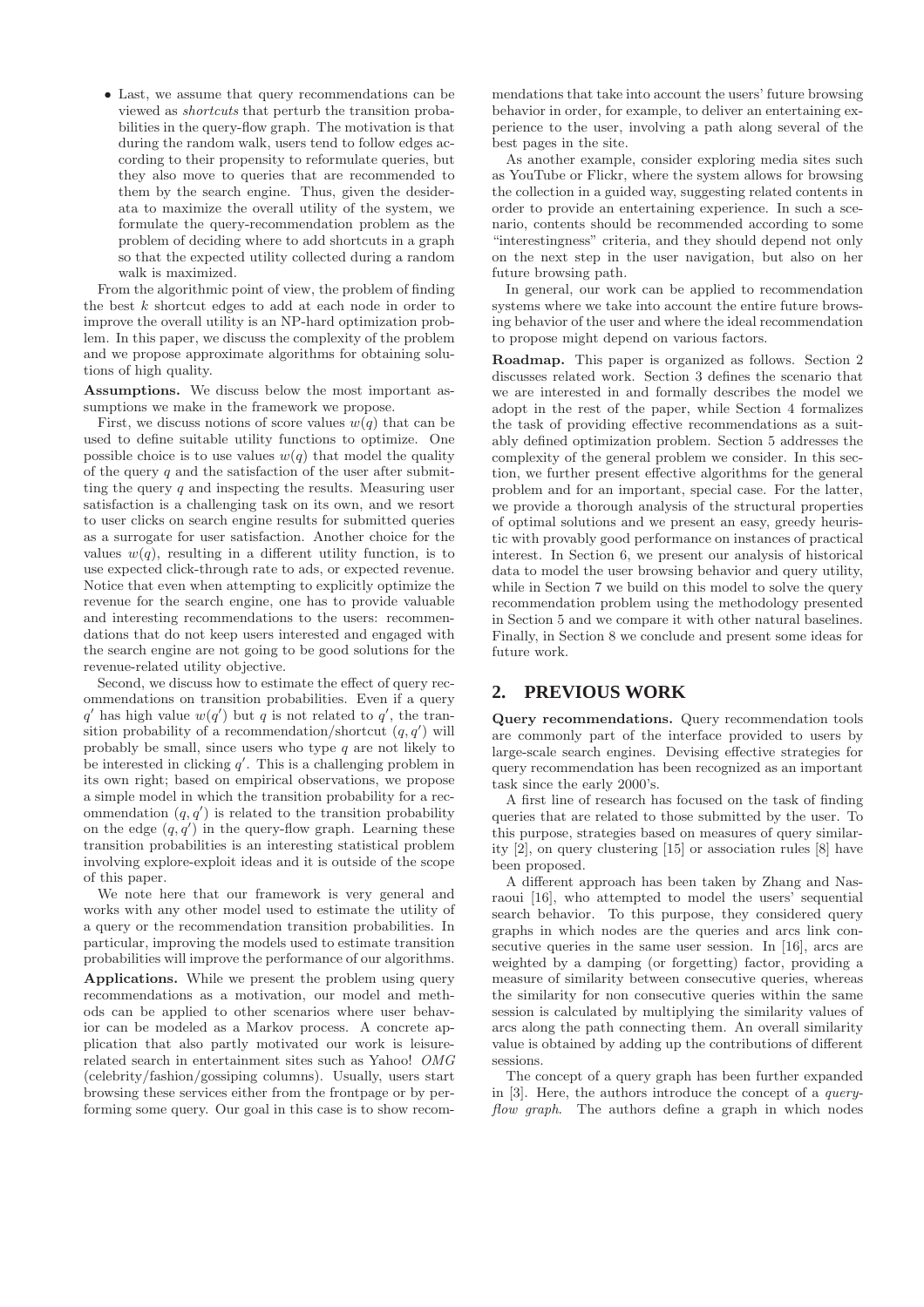- Last, we assume that query recommendations can be viewed as *shortcuts* that perturb the transition probabilities in the query-flow graph. The motivation is that during the random walk, users tend to follow edges according to their propensity to reformulate queries, but they also move to queries that are recommended to them by the search engine. Thus, given the desiderata to maximize the overall utility of the system, we formulate the query-recommendation problem as the problem of deciding where to add shortcuts in a graph so that the expected utility collected during a random walk is maximized.

From the algorithmic point of view, the problem of finding the best $k$ shortcut edges to add at each node in order to improve the overall utility is an NP-hard optimization problem. In this paper, we discuss the complexity of the problem and we propose approximate algorithms for obtaining solutions of high quality.

**Assumptions.** We discuss below the most important assumptions we make in the framework we propose.

First, we discuss notions of score values $w(q)$ that can be used to define suitable utility functions to optimize. One possible choice is to use values $w(q)$ that model the quality of the query $q$ and the satisfaction of the user after submitting the query $q$ and inspecting the results. Measuring user satisfaction is a challenging task on its own, and we resort to user clicks on search engine results for submitted queries as a surrogate for user satisfaction. Another choice for the values $w(q)$, resulting in a different utility function, is to use expected click-through rate to ads, or expected revenue. Notice that even when attempting to explicitly optimize the revenue for the search engine, one has to provide valuable and interesting recommendations to the users: recommendations that do not keep users interested and engaged with the search engine are not going to be good solutions for the revenue-related utility objective.

Second, we discuss how to estimate the effect of query recommendations on transition probabilities. Even if a query $q'$ has high value $w(q')$ but $q$ is not related to $q'$, the transition probability of a recommendation/shortcut $(q, q')$ will probably be small, since users who type $q$ are not likely to be interested in clicking $q'$. This is a challenging problem in its own right; based on empirical observations, we propose a simple model in which the transition probability for a recommendation $(q, q')$ is related to the transition probability on the edge $(q, q')$ in the query-flow graph. Learning these transition probabilities is an interesting statistical problem involving explore-exploit ideas and it is outside of the scope of this paper.

We note here that our framework is very general and works with any other model used to estimate the utility of a query or the recommendation transition probabilities. In particular, improving the models used to estimate transition probabilities will improve the performance of our algorithms.

**Applications.** While we present the problem using query recommendations as a motivation, our model and methods can be applied to other scenarios where user behavior can be modeled as a Markov process. A concrete application that also partly motivated our work is leisure-related search in entertainment sites such as Yahoo! *OMG* (celebrity/fashion/gossiping columns). Usually, users start browsing these services either from the frontpage or by performing some query. Our goal in this case is to show recommendations that take into account the users' future browsing behavior in order, for example, to deliver an entertaining experience to the user, involving a path along several of the best pages in the site.

As another example, consider exploring media sites such as YouTube or Flickr, where the system allows for browsing the collection in a guided way, suggesting related contents in order to provide an entertaining experience. In such a scenario, contents should be recommended according to some "interestingness" criteria, and they should depend not only on the next step in the user navigation, but also on her future browsing path.

In general, our work can be applied to recommendation systems where we take into account the entire future browsing behavior of the user and where the ideal recommendation to propose might depend on various factors.

**Roadmap.** This paper is organized as follows. Section 2 discusses related work. Section 3 defines the scenario that we are interested in and formally describes the model we adopt in the rest of the paper, while Section 4 formalizes the task of providing effective recommendations as a suitably defined optimization problem. Section 5 addresses the complexity of the general problem we consider. In this section, we further present effective algorithms for the general problem and for an important, special case. For the latter, we provide a thorough analysis of the structural properties of optimal solutions and we present an easy, greedy heuristic with provably good performance on instances of practical interest. In Section 6, we present our analysis of historical data to model the user browsing behavior and query utility, while in Section 7 we build on this model to solve the query recommendation problem using the methodology presented in Section 5 and we compare it with other natural baselines. Finally, in Section 8 we conclude and present some ideas for future work.

## 2. PREVIOUS WORK

**Query recommendations.** Query recommendation tools are commonly part of the interface provided to users by large-scale search engines. Devising effective strategies for query recommendation has been recognized as an important task since the early 2000's.

A first line of research has focused on the task of finding queries that are related to those submitted by the user. To this purpose, strategies based on measures of query similarity [2], on query clustering [15] or association rules [8] have been proposed.

A different approach has been taken by Zhang and Nasraoui [16], who attempted to model the users' sequential search behavior. To this purpose, they considered query graphs in which nodes are the queries and arcs link consecutive queries in the same user session. In [16], arcs are weighted by a damping (or forgetting) factor, providing a measure of similarity between consecutive queries, whereas the similarity for non consecutive queries within the same session is calculated by multiplying the similarity values of arcs along the path connecting them. An overall similarity value is obtained by adding up the contributions of different sessions.

The concept of a query graph has been further expanded in [3]. Here, the authors introduce the concept of a *query-flow graph*. The authors define a graph in which nodes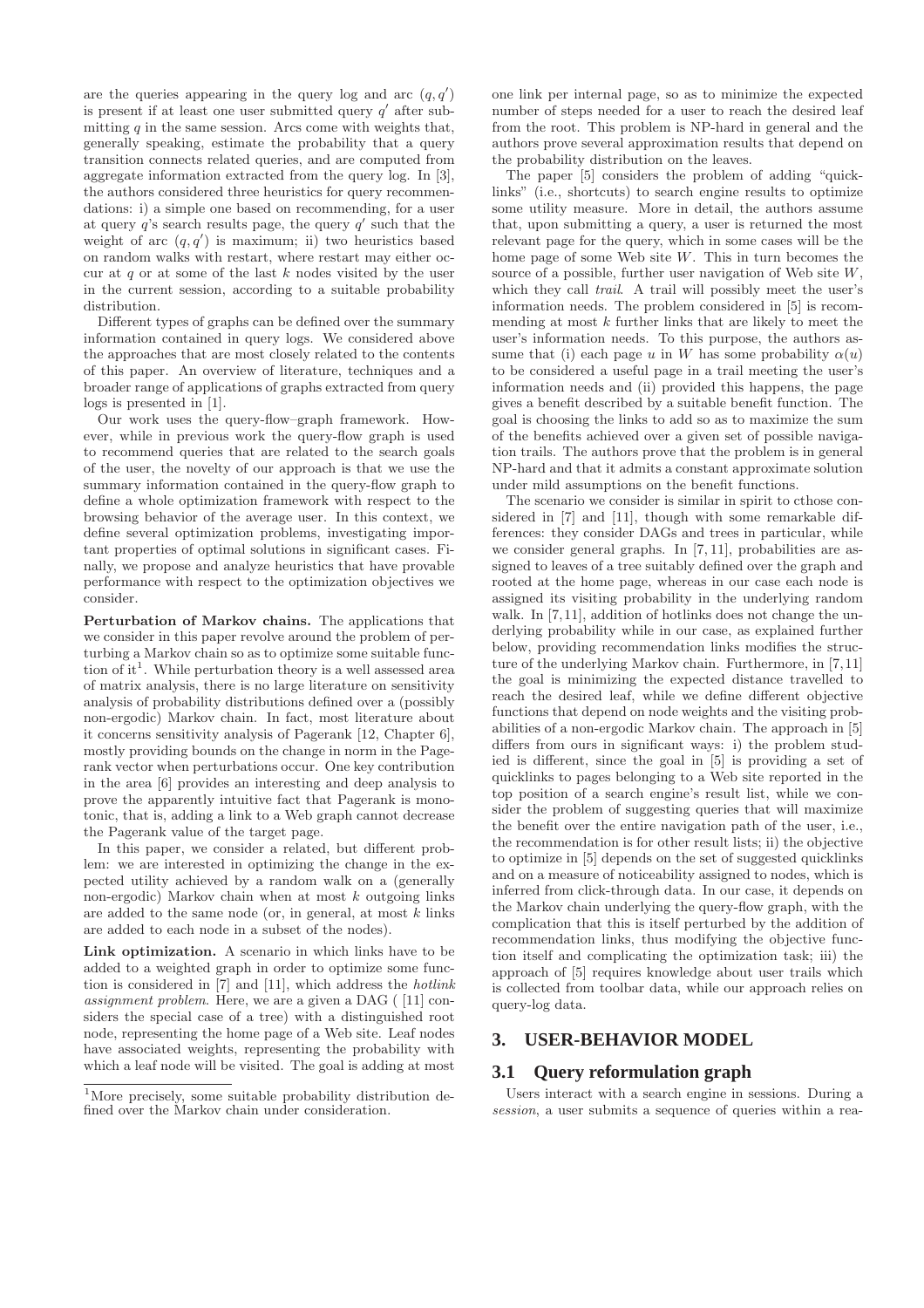are the queries appearing in the query log and arc $(q, q')$ is present if at least one user submitted query $q'$ after submitting $q$ in the same session. Arcs come with weights that, generally speaking, estimate the probability that a query transition connects related queries, and are computed from aggregate information extracted from the query log. In [3], the authors considered three heuristics for query recommendations: i) a simple one based on recommending, for a user at query $q$'s search results page, the query $q'$ such that the weight of arc $(q, q')$ is maximum; ii) two heuristics based on random walks with restart, where restart may either occur at $q$ or at some of the last $k$ nodes visited by the user in the current session, according to a suitable probability distribution.

Different types of graphs can be defined over the summary information contained in query logs. We considered above the approaches that are most closely related to the contents of this paper. An overview of literature, techniques and a broader range of applications of graphs extracted from query logs is presented in [1].

Our work uses the query-flow–graph framework. However, while in previous work the query-flow graph is used to recommend queries that are related to the search goals of the user, the novelty of our approach is that we use the summary information contained in the query-flow graph to define a whole optimization framework with respect to the browsing behavior of the average user. In this context, we define several optimization problems, investigating important properties of optimal solutions in significant cases. Finally, we propose and analyze heuristics that have provable performance with respect to the optimization objectives we consider.

**Perturbation of Markov chains.** The applications that we consider in this paper revolve around the problem of perturbing a Markov chain so as to optimize some suitable function of it[1]. While perturbation theory is a well assessed area of matrix analysis, there is no large literature on sensitivity analysis of probability distributions defined over a (possibly non-ergodic) Markov chain. In fact, most literature about it concerns sensitivity analysis of Pagerank [12, Chapter 6], mostly providing bounds on the change in norm in the Pagerank vector when perturbations occur. One key contribution in the area [6] provides an interesting and deep analysis to prove the apparently intuitive fact that Pagerank is monotonic, that is, adding a link to a Web graph cannot decrease the Pagerank value of the target page.

In this paper, we consider a related, but different problem: we are interested in optimizing the change in the expected utility achieved by a random walk on a (generally non-ergodic) Markov chain when at most $k$ outgoing links are added to the same node (or, in general, at most $k$ links are added to each node in a subset of the nodes).

**Link optimization.** A scenario in which links have to be added to a weighted graph in order to optimize some function is considered in [7] and [11], which address the *hotlink assignment problem*. Here, we are a given a DAG ( [11] considers the special case of a tree) with a distinguished root node, representing the home page of a Web site. Leaf nodes have associated weights, representing the probability with which a leaf node will be visited. The goal is adding at most one link per internal page, so as to minimize the expected number of steps needed for a user to reach the desired leaf from the root. This problem is NP-hard in general and the authors prove several approximation results that depend on the probability distribution on the leaves.

[1]More precisely, some suitable probability distribution defined over the Markov chain under consideration.

The paper [5] considers the problem of adding "quicklinks" (i.e., shortcuts) to search engine results to optimize some utility measure. More in detail, the authors assume that, upon submitting a query, a user is returned the most relevant page for the query, which in some cases will be the home page of some Web site $W$. This in turn becomes the source of a possible, further user navigation of Web site $W$, which they call *trail*. A trail will possibly meet the user's information needs. The problem considered in [5] is recommending at most $k$ further links that are likely to meet the user's information needs. To this purpose, the authors assume that (i) each page $u$ in $W$ has some probability $\alpha(u)$ to be considered a useful page in a trail meeting the user's information needs and (ii) provided this happens, the page gives a benefit described by a suitable benefit function. The goal is choosing the links to add so as to maximize the sum of the benefits achieved over a given set of possible navigation trails. The authors prove that the problem is in general NP-hard and that it admits a constant approximate solution under mild assumptions on the benefit functions.

The scenario we consider is similar in spirit to cthose considered in [7] and [11], though with some remarkable differences: they consider DAGs and trees in particular, while we consider general graphs. In [7, 11], probabilities are assigned to leaves of a tree suitably defined over the graph and rooted at the home page, whereas in our case each node is assigned its visiting probability in the underlying random walk. In [7, 11], addition of hotlinks does not change the underlying probability while in our case, as explained further below, providing recommendation links modifies the structure of the underlying Markov chain. Furthermore, in [7, 11] the goal is minimizing the expected distance travelled to reach the desired leaf, while we define different objective functions that depend on node weights and the visiting probabilities of a non-ergodic Markov chain. The approach in [5] differs from ours in significant ways: i) the problem studied is different, since the goal in [5] is providing a set of quicklinks to pages belonging to a Web site reported in the top position of a search engine's result list, while we consider the problem of suggesting queries that will maximize the benefit over the entire navigation path of the user, i.e., the recommendation is for other result lists; ii) the objective to optimize in [5] depends on the set of suggested quicklinks and on a measure of noticeability assigned to nodes, which is inferred from click-through data. In our case, it depends on the Markov chain underlying the query-flow graph, with the complication that this is itself perturbed by the addition of recommendation links, thus modifying the objective function itself and complicating the optimization task; iii) the approach of [5] requires knowledge about user trails which is collected from toolbar data, while our approach relies on query-log data.

## 3. USER-BEHAVIOR MODEL

### 3.1 Query reformulation graph

Users interact with a search engine in sessions. During a *session*, a user submits a sequence of queries within a rea-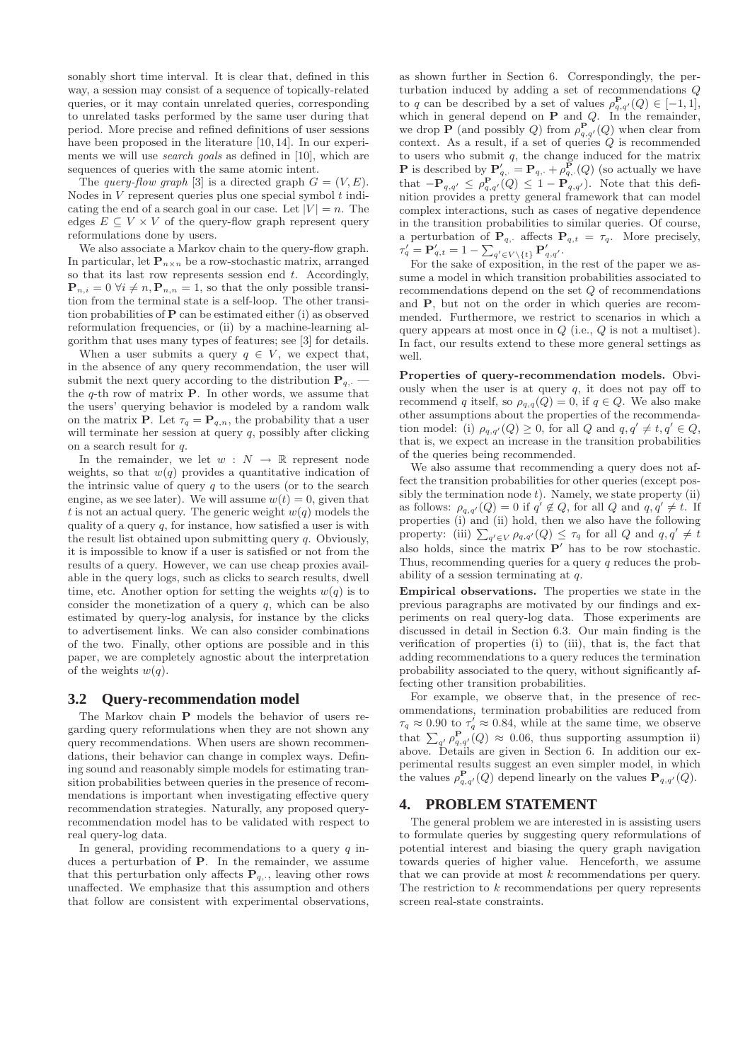sonably short time interval. It is clear that, defined in this way, a session may consist of a sequence of topically-related queries, or it may contain unrelated queries, corresponding to unrelated tasks performed by the same user during that period. More precise and refined definitions of user sessions have been proposed in the literature [10, 14]. In our experiments we will use *search goals* as defined in [10], which are sequences of queries with the same atomic intent.

The *query-flow graph* [3] is a directed graph $G = (V, E)$. Nodes in $V$ represent queries plus one special symbol $t$ indicating the end of a search goal in our case. Let $|V| = n$. The edges $E \subseteq V \times V$ of the query-flow graph represent query reformulations done by users.

We also associate a Markov chain to the query-flow graph. In particular, let $\mathbf{P}_{n\times n}$ be a row-stochastic matrix, arranged so that its last row represents session end $t$. Accordingly, $\mathbf{P}_{n,i} = 0 \; \forall i \neq n, \mathbf{P}_{n,n} = 1$, so that the only possible transition from the terminal state is a self-loop. The other transition probabilities of $\mathbf{P}$ can be estimated either (i) as observed reformulation frequencies, or (ii) by a machine-learning algorithm that uses many types of features; see [3] for details.

When a user submits a query $q \in V$, we expect that, in the absence of any query recommendation, the user will submit the next query according to the distribution $\mathbf{P}_{q,\cdot}$ — the $q$-th row of matrix $\mathbf{P}$. In other words, we assume that the users' querying behavior is modeled by a random walk on the matrix $\mathbf{P}$. Let $\tau_q = \mathbf{P}_{q,n}$, the probability that a user will terminate her session at query $q$, possibly after clicking on a search result for $q$.

In the remainder, we let $w : N \to \mathbb{R}$ represent node weights, so that $w(q)$ provides a quantitative indication of the intrinsic value of query $q$ to the users (or to the search engine, as we see later). We will assume $w(t) = 0$, given that $t$ is not an actual query. The generic weight $w(q)$ models the quality of a query $q$, for instance, how satisfied a user is with the result list obtained upon submitting query $q$. Obviously, it is impossible to know if a user is satisfied or not from the results of a query. However, we can use cheap proxies available in the query logs, such as clicks to search results, dwell time, etc. Another option for setting the weights $w(q)$ is to consider the monetization of a query $q$, which can be also estimated by query-log analysis, for instance by the clicks to advertisement links. We can also consider combinations of the two. Finally, other options are possible and in this paper, we are completely agnostic about the interpretation of the weights $w(q)$.

## 3.2 Query-recommendation model

The Markov chain $\mathbf{P}$ models the behavior of users regarding query reformulations when they are not shown any query recommendations. When users are shown recommendations, their behavior can change in complex ways. Defining sound and reasonably simple models for estimating transition probabilities between queries in the presence of recommendations is important when investigating effective query recommendation strategies. Naturally, any proposed query-recommendation model has to be validated with respect to real query-log data.

In general, providing recommendations to a query $q$ induces a perturbation of $\mathbf{P}$. In the remainder, we assume that this perturbation only affects $\mathbf{P}_{q,\cdot}$, leaving other rows unaffected. We emphasize that this assumption and others that follow are consistent with experimental observations, as shown further in Section 6. Correspondingly, the perturbation induced by adding a set of recommendations $Q$ to $q$ can be described by a set of values $\rho^{\mathbf{P}}_{q,q'}(Q) \in [-1, 1]$, which in general depend on $\mathbf{P}$ and $Q$. In the remainder, we drop $\mathbf{P}$ (and possibly $Q$) from $\rho^{\mathbf{P}}_{q,q'}(Q)$ when clear from context. As a result, if a set of queries $Q$ is recommended to users who submit $q$, the change induced for the matrix $\mathbf{P}$ is described by $\mathbf{P}'_{q,\cdot} = \mathbf{P}_{q,\cdot} + \rho^{\mathbf{P}}_{q,\cdot}(Q)$ (so actually we have that $-\mathbf{P}_{q,q'} \leq \rho^{\mathbf{P}}_{q,q'}(Q) \leq 1 - \mathbf{P}_{q,q'}$). Note that this definition provides a pretty general framework that can model complex interactions, such as cases of negative dependence in the transition probabilities to similar queries. Of course, a perturbation of $\mathbf{P}_{q,\cdot}$ affects $\mathbf{P}_{q,t} = \tau_q$. More precisely, $\tau'_q = \mathbf{P}'_{q,t} = 1 - \sum_{q' \in V \setminus \{t\}} \mathbf{P}'_{q,q'}$.

For the sake of exposition, in the rest of the paper we assume a model in which transition probabilities associated to recommendations depend on the set $Q$ of recommendations and $\mathbf{P}$, but not on the order in which queries are recommended. Furthermore, we restrict to scenarios in which a query appears at most once in $Q$ (i.e., $Q$ is not a multiset). In fact, our results extend to these more general settings as well.

**Properties of query-recommendation models.** Obviously when the user is at query $q$, it does not pay off to recommend $q$ itself, so $\rho_{q,q}(Q) = 0$, if $q \in Q$. We also make other assumptions about the properties of the recommendation model: (i) $\rho_{q,q'}(Q) \geq 0$, for all $Q$ and $q, q' \neq t, q' \in Q$, that is, we expect an increase in the transition probabilities of the queries being recommended.

We also assume that recommending a query does not affect the transition probabilities for other queries (except possibly the termination node $t$). Namely, we state property (ii) as follows: $\rho_{q,q'}(Q) = 0$ if $q' \notin Q$, for all $Q$ and $q, q' \neq t$. If properties (i) and (ii) hold, then we also have the following property: (iii) $\sum_{q' \in V} \rho_{q,q'}(Q) \leq \tau_q$ for all $Q$ and $q, q' \neq t$ also holds, since the matrix $\mathbf{P}'$ has to be row stochastic. Thus, recommending queries for a query $q$ reduces the probability of a session terminating at $q$.

**Empirical observations.** The properties we state in the previous paragraphs are motivated by our findings and experiments on real query-log data. Those experiments are discussed in detail in Section 6.3. Our main finding is the verification of properties (i) to (iii), that is, the fact that adding recommendations to a query reduces the termination probability associated to the query, without significantly affecting other transition probabilities.

For example, we observe that, in the presence of recommendations, termination probabilities are reduced from $\tau_q \approx 0.90$ to $\tau'_q \approx 0.84$, while at the same time, we observe that $\sum_{q'} \rho^{\mathbf{P}}_{q,q'}(Q) \approx 0.06$, thus supporting assumption ii) above. Details are given in Section 6. In addition our experimental results suggest an even simpler model, in which the values $\rho^{\mathbf{P}}_{q,q'}(Q)$ depend linearly on the values $\mathbf{P}_{q,q'}(Q)$.

# 4. PROBLEM STATEMENT

The general problem we are interested in is assisting users to formulate queries by suggesting query reformulations of potential interest and biasing the query graph navigation towards queries of higher value. Henceforth, we assume that we can provide at most $k$ recommendations per query. The restriction to $k$ recommendations per query represents screen real-state constraints.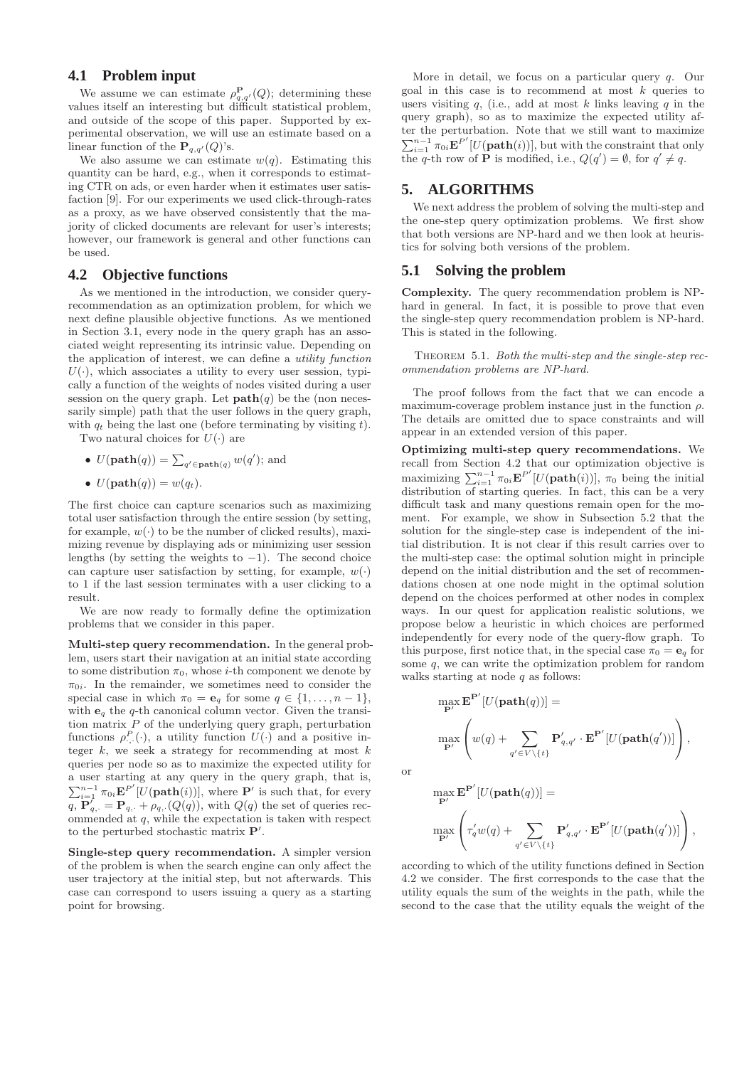## 4.1 Problem input

We assume we can estimate $\rho^{\mathbf{P}}_{q,q'}(Q)$; determining these values itself an interesting but difficult statistical problem, and outside of the scope of this paper. Supported by experimental observation, we will use an estimate based on a linear function of the $\mathbf{P}_{q,q'}(Q)$'s.

We also assume we can estimate $w(q)$. Estimating this quantity can be hard, e.g., when it corresponds to estimating CTR on ads, or even harder when it estimates user satisfaction [9]. For our experiments we used click-through-rates as a proxy, as we have observed consistently that the majority of clicked documents are relevant for user's interests; however, our framework is general and other functions can be used.

## 4.2 Objective functions

As we mentioned in the introduction, we consider query-recommendation as an optimization problem, for which we next define plausible objective functions. As we mentioned in Section 3.1, every node in the query graph has an associated weight representing its intrinsic value. Depending on the application of interest, we can define a *utility function* $U(\cdot)$, which associates a utility to every user session, typically a function of the weights of nodes visited during a user session on the query graph. Let $\mathbf{path}(q)$ be the (non necessarily simple) path that the user follows in the query graph, with $q_t$ being the last one (before terminating by visiting $t$).

Two natural choices for $U(\cdot)$ are

- $U(\mathbf{path}(q)) = \sum_{q' \in \mathbf{path}(q)} w(q')$; and
- $U(\mathbf{path}(q)) = w(q_t)$.

The first choice can capture scenarios such as maximizing total user satisfaction through the entire session (by setting, for example, $w(\cdot)$ to be the number of clicked results), maximizing revenue by displaying ads or minimizing user session lengths (by setting the weights to $-1$). The second choice can capture user satisfaction by setting, for example, $w(\cdot)$ to 1 if the last session terminates with a user clicking to a result.

We are now ready to formally define the optimization problems that we consider in this paper.

**Multi-step query recommendation.** In the general problem, users start their navigation at an initial state according to some distribution $\pi_0$, whose $i$-th component we denote by $\pi_{0i}$. In the remainder, we sometimes need to consider the special case in which $\pi_0 = \mathbf{e}_q$ for some $q \in \{1, \ldots, n-1\}$, with $\mathbf{e}_q$ the $q$-th canonical column vector. Given the transition matrix $P$ of the underlying query graph, perturbation functions $\rho^P_{\cdot,\cdot}(\cdot)$, a utility function $U(\cdot)$ and a positive integer $k$, we seek a strategy for recommending at most $k$ queries per node so as to maximize the expected utility for a user starting at any query in the query graph, that is, $\sum_{i=1}^{n-1} \pi_{0i} \mathbf{E}^{P'}[U(\mathbf{path}(i))]$, where $\mathbf{P}'$ is such that, for every $q$, $\mathbf{P}'_{q,\cdot} = \mathbf{P}_{q,\cdot} + \rho_{q,\cdot}(Q(q))$, with $Q(q)$ the set of queries recommended at $q$, while the expectation is taken with respect to the perturbed stochastic matrix $\mathbf{P}'$.

**Single-step query recommendation.** A simpler version of the problem is when the search engine can only affect the user trajectory at the initial step, but not afterwards. This case can correspond to users issuing a query as a starting point for browsing.

More in detail, we focus on a particular query $q$. Our goal in this case is to recommend at most $k$ queries to users visiting $q$, (i.e., add at most $k$ links leaving $q$ in the query graph), so as to maximize the expected utility after the perturbation. Note that we still want to maximize $\sum_{i=1}^{n-1} \pi_{0i} \mathbf{E}^{P'}[U(\mathbf{path}(i))]$, but with the constraint that only the $q$-th row of $\mathbf{P}$ is modified, i.e., $Q(q') = \emptyset$, for $q' \neq q$.

# 5. ALGORITHMS

We next address the problem of solving the multi-step and the one-step query optimization problems. We first show that both versions are NP-hard and we then look at heuristics for solving both versions of the problem.

## 5.1 Solving the problem

**Complexity.** The query recommendation problem is NP-hard in general. In fact, it is possible to prove that even the single-step query recommendation problem is NP-hard. This is stated in the following.

Theorem 5.1. *Both the multi-step and the single-step recommendation problems are NP-hard.*

The proof follows from the fact that we can encode a maximum-coverage problem instance just in the function $\rho$. The details are omitted due to space constraints and will appear in an extended version of this paper.

**Optimizing multi-step query recommendations.** We recall from Section 4.2 that our optimization objective is maximizing $\sum_{i=1}^{n-1} \pi_{0i} \mathbf{E}^{P'}[U(\mathbf{path}(i))]$, $\pi_0$ being the initial distribution of starting queries. In fact, this can be a very difficult task and many questions remain open for the moment. For example, we show in Subsection 5.2 that the solution for the single-step case is independent of the initial distribution. It is not clear if this result carries over to the multi-step case: the optimal solution might in principle depend on the initial distribution and the set of recommendations chosen at one node might in the optimal solution depend on the choices performed at other nodes in complex ways. In our quest for application realistic solutions, we propose below a heuristic in which choices are performed independently for every node of the query-flow graph. To this purpose, first notice that, in the special case $\pi_0 = \mathbf{e}_q$ for some $q$, we can write the optimization problem for random walks starting at node $q$ as follows:

$$\max_{\mathbf{P}'} \mathbf{E}^{\mathbf{P}'}[U(\mathbf{path}(q))] =$$

$$\max_{\mathbf{P}'} \left( w(q) + \sum_{q' \in V \setminus \{t\}} \mathbf{P}'_{q,q'} \cdot \mathbf{E}^{\mathbf{P}'}[U(\mathbf{path}(q'))] \right),$$

or

$$\max_{\mathbf{P}'} \mathbf{E}^{\mathbf{P}'}[U(\mathbf{path}(q))] =$$

$$\max_{\mathbf{P}'} \left( \tau'_q w(q) + \sum_{q' \in V \setminus \{t\}} \mathbf{P}'_{q,q'} \cdot \mathbf{E}^{\mathbf{P}'}[U(\mathbf{path}(q'))] \right),$$

according to which of the utility functions defined in Section 4.2 we consider. The first corresponds to the case that the utility equals the sum of the weights in the path, while the second to the case that the utility equals the weight of the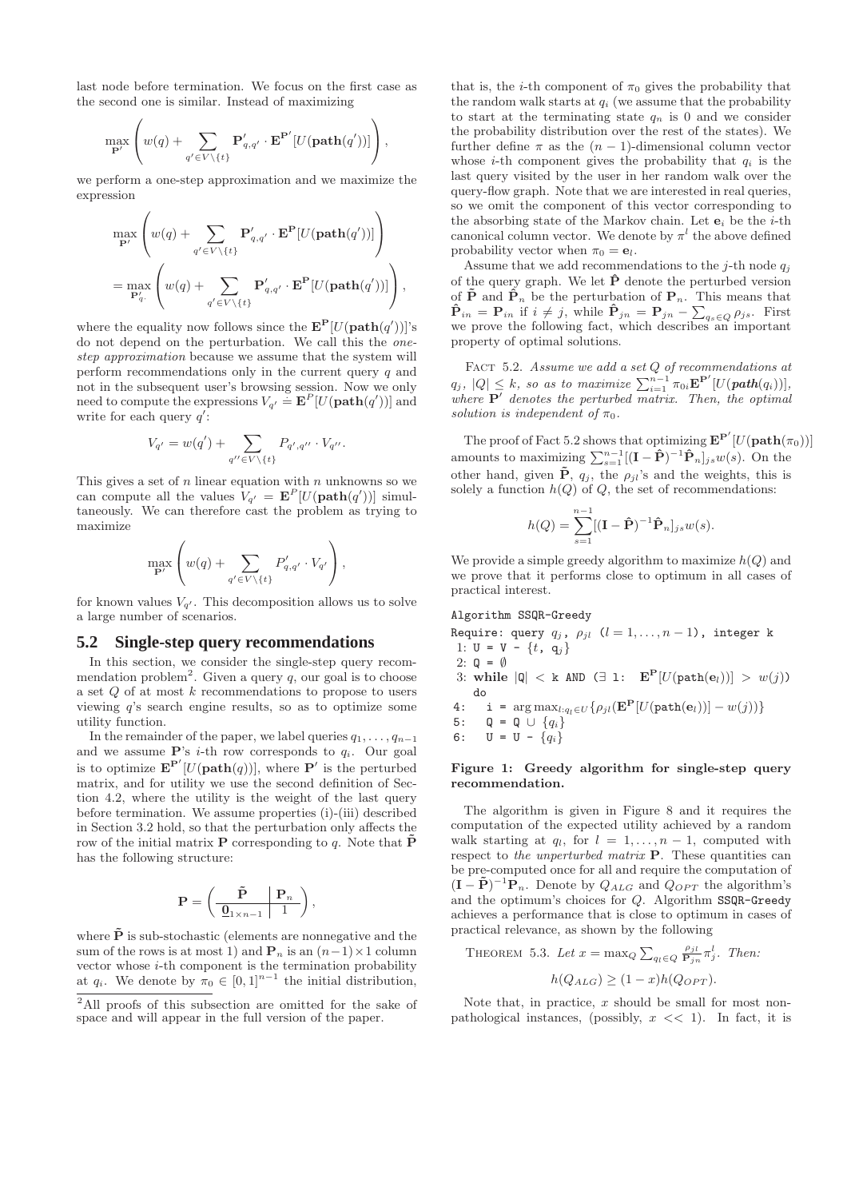last node before termination. We focus on the first case as the second one is similar. Instead of maximizing

$$\max_{\mathbf{P}'}\left(w(q)+\sum_{q'\in V\setminus\{t\}}\mathbf{P}'_{q,q'}\cdot\mathbf{E}^{\mathbf{P}'}[U(\mathbf{path}(q'))]\right),$$

we perform a one-step approximation and we maximize the expression

$$\max_{\mathbf{P}'}\left(w(q)+\sum_{q'\in V\setminus\{t\}}\mathbf{P}'_{q,q'}\cdot\mathbf{E}^{\mathbf{P}}[U(\mathbf{path}(q'))]\right)$$
$$=\max_{\mathbf{P}'_{q\cdot}}\left(w(q)+\sum_{q'\in V\setminus\{t\}}\mathbf{P}'_{q,q'}\cdot\mathbf{E}^{\mathbf{P}}[U(\mathbf{path}(q'))]\right),$$

where the equality now follows since the $\mathbf{E}^{\mathbf{P}}[U(\mathbf{path}(q'))]$'s do not depend on the perturbation. We call this the *one-step approximation* because we assume that the system will perform recommendations only in the current query $q$ and not in the subsequent user's browsing session. Now we only need to compute the expressions $V_{q'} \doteq \mathbf{E}^{P}[U(\mathbf{path}(q'))]$ and write for each query $q'$:

$$V_{q'}=w(q')+\sum_{q''\in V\setminus\{t\}}P_{q',q''}\cdot V_{q''}.$$

This gives a set of $n$ linear equation with $n$ unknowns so we can compute all the values $V_{q'}=\mathbf{E}^{P}[U(\mathbf{path}(q'))]$ simultaneously. We can therefore cast the problem as trying to maximize

$$\max_{\mathbf{P}'}\left(w(q)+\sum_{q'\in V\setminus\{t\}}P'_{q,q'}\cdot V_{q'}\right),$$

for known values $V_{q'}$. This decomposition allows us to solve a large number of scenarios.

## 5.2 Single-step query recommendations

In this section, we consider the single-step query recommendation problem[2]. Given a query $q$, our goal is to choose a set $Q$ of at most $k$ recommendations to propose to users viewing $q$'s search engine results, so as to optimize some utility function.

In the remainder of the paper, we label queries $q_1,\ldots,q_{n-1}$ and we assume $\mathbf{P}$'s $i$-th row corresponds to $q_i$. Our goal is to optimize $\mathbf{E}^{\mathbf{P}'}[U(\mathbf{path}(q))]$, where $\mathbf{P}'$ is the perturbed matrix, and for utility we use the second definition of Section 4.2, where the utility is the weight of the last query before termination. We assume properties (i)-(iii) described in Section 3.2 hold, so that the perturbation only affects the row of the initial matrix $\mathbf{P}$ corresponding to $q$. Note that $\tilde{\mathbf{P}}$ has the following structure:

$$\mathbf{P}=\left(\begin{array}{c|c}\tilde{\mathbf{P}} & \mathbf{P}_n\\ \hline \underline{\mathbf{0}}_{1\times n-1} & 1\end{array}\right),$$

where $\tilde{\mathbf{P}}$ is sub-stochastic (elements are nonnegative and the sum of the rows is at most 1) and $\mathbf{P}_n$ is an $(n-1)\times 1$ column vector whose $i$-th component is the termination probability at $q_i$. We denote by $\pi_0\in[0,1]^{n-1}$ the initial distribution, that is, the $i$-th component of $\pi_0$ gives the probability that the random walk starts at $q_i$ (we assume that the probability to start at the terminating state $q_n$ is 0 and we consider the probability distribution over the rest of the states). We further define $\pi$ as the $(n-1)$-dimensional column vector whose $i$-th component gives the probability that $q_i$ is the last query visited by the user in her random walk over the query-flow graph. Note that we are interested in real queries, so we omit the component of this vector corresponding to the absorbing state of the Markov chain. Let $\mathbf{e}_i$ be the $i$-th canonical column vector. We denote by $\pi^l$ the above defined probability vector when $\pi_0=\mathbf{e}_l$.

Assume that we add recommendations to the $j$-th node $q_j$ of the query graph. We let $\hat{\mathbf{P}}$ denote the perturbed version of $\tilde{\mathbf{P}}$ and $\hat{\mathbf{P}}_n$ be the perturbation of $\mathbf{P}_n$. This means that $\hat{\mathbf{P}}_{in}=\mathbf{P}_{in}$ if $i\neq j$, while $\hat{\mathbf{P}}_{jn}=\mathbf{P}_{jn}-\sum_{q_s\in Q}\rho_{js}$. First we prove the following fact, which describes an important property of optimal solutions.

Fact 5.2. *Assume we add a set $Q$ of recommendations at $q_j$, $|Q|\leq k$, so as to maximize $\sum_{i=1}^{n-1}\pi_{0i}\mathbf{E}^{\mathbf{P}'}[U(\boldsymbol{path}(q_i))]$, where $\mathbf{P}'$ denotes the perturbed matrix. Then, the optimal solution is independent of $\pi_0$.*

The proof of Fact 5.2 shows that optimizing $\mathbf{E}^{\mathbf{P}'}[U(\mathbf{path}(\pi_0))]$ amounts to maximizing $\sum_{s=1}^{n-1}[(\mathbf{I}-\hat{\mathbf{P}})^{-1}\hat{\mathbf{P}}_n]_{js}w(s)$. On the other hand, given $\tilde{\mathbf{P}}$, $q_j$, the $\rho_{jl}$'s and the weights, this is solely a function $h(Q)$ of $Q$, the set of recommendations:

$$h(Q)=\sum_{s=1}^{n-1}[(\mathbf{I}-\hat{\mathbf{P}})^{-1}\hat{\mathbf{P}}_n]_{js}w(s).$$

We provide a simple greedy algorithm to maximize $h(Q)$ and we prove that it performs close to optimum in all cases of practical interest.

```
Algorithm SSQR-Greedy
Require: query q_j, ρ_jl (l = 1,...,n−1), integer k
 1: U = V - {t, q_j}
 2: Q = ∅
 3: while |Q| < k AND (∃ l: E^P[U(path(e_l))] > w(j)) do
 4:   i = argmax_{l:q_l∈U} {ρ_jl(E^P[U(path(e_l))] − w(j))}
 5:   Q = Q ∪ {q_i}
 6:   U = U - {q_i}
```

**Figure 1: Greedy algorithm for single-step query recommendation.**

The algorithm is given in Figure 8 and it requires the computation of the expected utility achieved by a random walk starting at $q_l$, for $l=1,\ldots,n-1$, computed with respect to *the unperturbed matrix* $\mathbf{P}$. These quantities can be pre-computed once for all and require the computation of $(\mathbf{I}-\tilde{\mathbf{P}})^{-1}\mathbf{P}_n$. Denote by $Q_{ALG}$ and $Q_{OPT}$ the algorithm's and the optimum's choices for $Q$. Algorithm SSQR-Greedy achieves a performance that is close to optimum in cases of practical relevance, as shown by the following

Theorem 5.3. *Let $x=\max_Q\sum_{q_l\in Q}\frac{\rho_{jl}}{\mathbf{P}_{jn}}\pi^l_j$. Then:*

$$h(Q_{ALG})\geq(1-x)h(Q_{OPT}).$$

Note that, in practice, $x$ should be small for most non-pathological instances, (possibly, $x << 1$). In fact, it is

[2] All proofs of this subsection are omitted for the sake of space and will appear in the full version of the paper.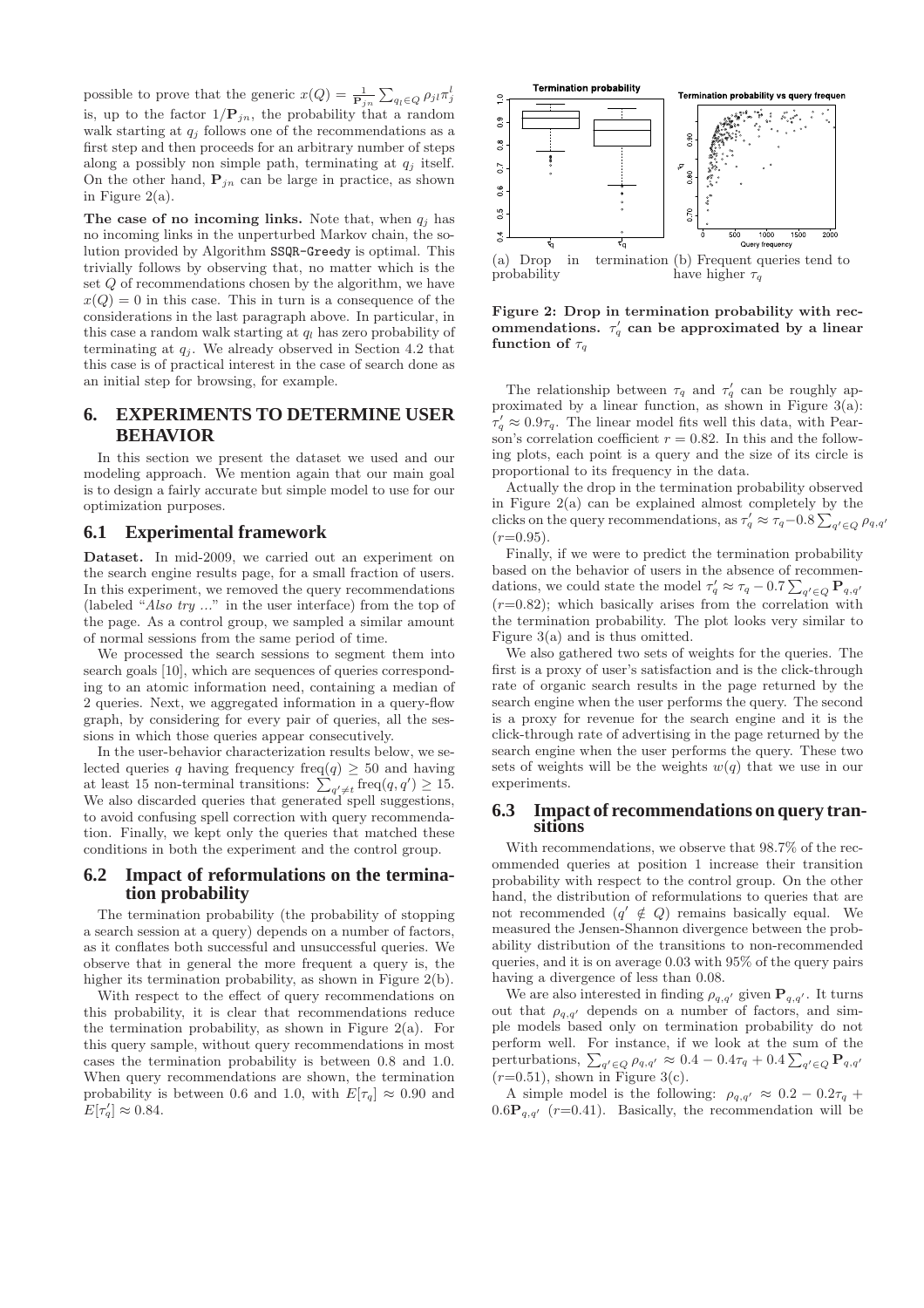possible to prove that the generic $x(Q) = \frac{1}{\mathbf{P}_{jn}} \sum_{q_l \in Q} \rho_{jl} \pi_j^l$ is, up to the factor $1/\mathbf{P}_{jn}$, the probability that a random walk starting at $q_j$ follows one of the recommendations as a first step and then proceeds for an arbitrary number of steps along a possibly non simple path, terminating at $q_j$ itself. On the other hand, $\mathbf{P}_{jn}$ can be large in practice, as shown in Figure 2(a).

**The case of no incoming links.** Note that, when $q_j$ has no incoming links in the unperturbed Markov chain, the solution provided by Algorithm SSQR-Greedy is optimal. This trivially follows by observing that, no matter which is the set $Q$ of recommendations chosen by the algorithm, we have $x(Q) = 0$ in this case. This in turn is a consequence of the considerations in the last paragraph above. In particular, in this case a random walk starting at $q_l$ has zero probability of terminating at $q_j$. We already observed in Section 4.2 that this case is of practical interest in the case of search done as an initial step for browsing, for example.

## 6. EXPERIMENTS TO DETERMINE USER BEHAVIOR

In this section we present the dataset we used and our modeling approach. We mention again that our main goal is to design a fairly accurate but simple model to use for our optimization purposes.

### 6.1 Experimental framework

**Dataset.** In mid-2009, we carried out an experiment on the search engine results page, for a small fraction of users. In this experiment, we removed the query recommendations (labeled "*Also try ...*" in the user interface) from the top of the page. As a control group, we sampled a similar amount of normal sessions from the same period of time.

We processed the search sessions to segment them into search goals [10], which are sequences of queries corresponding to an atomic information need, containing a median of 2 queries. Next, we aggregated information in a query-flow graph, by considering for every pair of queries, all the sessions in which those queries appear consecutively.

In the user-behavior characterization results below, we selected queries $q$ having frequency $\text{freq}(q) \geq 50$ and having at least 15 non-terminal transitions: $\sum_{q' \neq t} \text{freq}(q, q') \geq 15$. We also discarded queries that generated spell suggestions, to avoid confusing spell correction with query recommendation. Finally, we kept only the queries that matched these conditions in both the experiment and the control group.

### 6.2 Impact of reformulations on the termination probability

The termination probability (the probability of stopping a search session at a query) depends on a number of factors, as it conflates both successful and unsuccessful queries. We observe that in general the more frequent a query is, the higher its termination probability, as shown in Figure 2(b).

With respect to the effect of query recommendations on this probability, it is clear that recommendations reduce the termination probability, as shown in Figure 2(a). For this query sample, without query recommendations in most cases the termination probability is between 0.8 and 1.0. When query recommendations are shown, the termination probability is between 0.6 and 1.0, with $E[\tau_q] \approx 0.90$ and $E[\tau'_q] \approx 0.84$.

(a) Drop in termination probability (b) Frequent queries tend to have higher $\tau_q$

**Figure 2: Drop in termination probability with recommendations. $\tau'_q$ can be approximated by a linear function of $\tau_q$**

The relationship between $\tau_q$ and $\tau'_q$ can be roughly approximated by a linear function, as shown in Figure 3(a): $\tau'_q \approx 0.9\tau_q$. The linear model fits well this data, with Pearson's correlation coefficient $r = 0.82$. In this and the following plots, each point is a query and the size of its circle is proportional to its frequency in the data.

Actually the drop in the termination probability observed in Figure 2(a) can be explained almost completely by the clicks on the query recommendations, as $\tau'_q \approx \tau_q - 0.8 \sum_{q' \in Q} \rho_{q,q'}$ ($r$=0.95).

Finally, if we were to predict the termination probability based on the behavior of users in the absence of recommendations, we could state the model $\tau'_q \approx \tau_q - 0.7 \sum_{q' \in Q} \mathbf{P}_{q,q'}$ ($r$=0.82); which basically arises from the correlation with the termination probability. The plot looks very similar to Figure 3(a) and is thus omitted.

We also gathered two sets of weights for the queries. The first is a proxy of user's satisfaction and is the click-through rate of organic search results in the page returned by the search engine when the user performs the query. The second is a proxy for revenue for the search engine and it is the click-through rate of advertising in the page returned by the search engine when the user performs the query. These two sets of weights will be the weights $w(q)$ that we use in our experiments.

### 6.3 Impact of recommendations on query transitions

With recommendations, we observe that 98.7% of the recommended queries at position 1 increase their transition probability with respect to the control group. On the other hand, the distribution of reformulations to queries that are not recommended ($q' \notin Q$) remains basically equal. We measured the Jensen-Shannon divergence between the probability distribution of the transitions to non-recommended queries, and it is on average 0.03 with 95% of the query pairs having a divergence of less than 0.08.

We are also interested in finding $\rho_{q,q'}$ given $\mathbf{P}_{q,q'}$. It turns out that $\rho_{q,q'}$ depends on a number of factors, and simple models based only on termination probability do not perform well. For instance, if we look at the sum of the perturbations, $\sum_{q' \in Q} \rho_{q,q'} \approx 0.4 - 0.4\tau_q + 0.4 \sum_{q' \in Q} \mathbf{P}_{q,q'}$ ($r$=0.51), shown in Figure 3(c).

A simple model is the following: $\rho_{q,q'} \approx 0.2 - 0.2\tau_q + 0.6\mathbf{P}_{q,q'}$ ($r$=0.41). Basically, the recommendation will be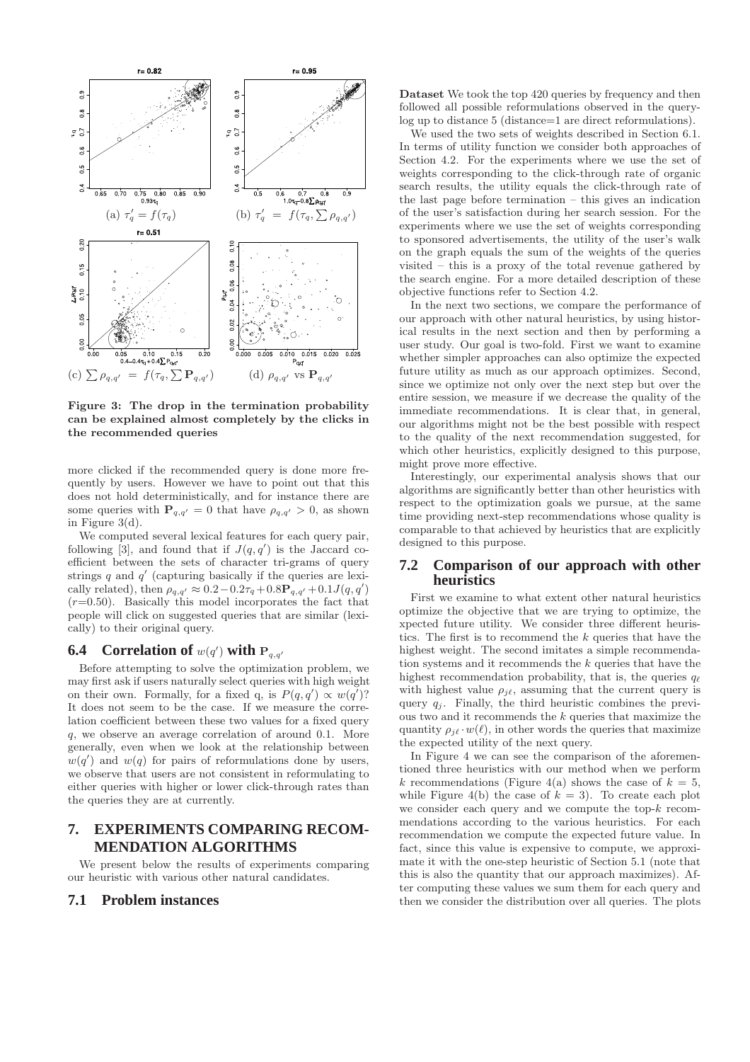(a) $\tau'_q = f(\tau_q)$  (b) $\tau'_q = f(\tau_q, \sum \rho_{q,q'})$

(c) $\sum \rho_{q,q'} = f(\tau_q, \sum \mathbf{P}_{q,q'})$  (d) $\rho_{q,q'}$ vs $\mathbf{P}_{q,q'}$

**Figure 3: The drop in the termination probability can be explained almost completely by the clicks in the recommended queries**

more clicked if the recommended query is done more frequently by users. However we have to point out that this does not hold deterministically, and for instance there are some queries with $\mathbf{P}_{q,q'} = 0$ that have $\rho_{q,q'} > 0$, as shown in Figure 3(d).

We computed several lexical features for each query pair, following [3], and found that if $J(q, q')$ is the Jaccard coefficient between the sets of character tri-grams of query strings $q$ and $q'$ (capturing basically if the queries are lexically related), then $\rho_{q,q'} \approx 0.2 - 0.2\tau_q + 0.8\mathbf{P}_{q,q'} + 0.1J(q, q')$ ($r$=0.50). Basically this model incorporates the fact that people will click on suggested queries that are similar (lexically) to their original query.

## 6.4 Correlation of $w(q')$ with $\mathbf{P}_{q,q'}$

Before attempting to solve the optimization problem, we may first ask if users naturally select queries with high weight on their own. Formally, for a fixed q, is $P(q, q') \propto w(q')$? It does not seem to be the case. If we measure the correlation coefficient between these two values for a fixed query $q$, we observe an average correlation of around 0.1. More generally, even when we look at the relationship between $w(q')$ and $w(q)$ for pairs of reformulations done by users, we observe that users are not consistent in reformulating to either queries with higher or lower click-through rates than the queries they are at currently.

# 7. EXPERIMENTS COMPARING RECOMMENDATION ALGORITHMS

We present below the results of experiments comparing our heuristic with various other natural candidates.

## 7.1 Problem instances

**Dataset** We took the top 420 queries by frequency and then followed all possible reformulations observed in the query-log up to distance 5 (distance=1 are direct reformulations).

We used the two sets of weights described in Section 6.1. In terms of utility function we consider both approaches of Section 4.2. For the experiments where we use the set of weights corresponding to the click-through rate of organic search results, the utility equals the click-through rate of the last page before termination – this gives an indication of the user's satisfaction during her search session. For the experiments where we use the set of weights corresponding to sponsored advertisements, the utility of the user's walk on the graph equals the sum of the weights of the queries visited – this is a proxy of the total revenue gathered by the search engine. For a more detailed description of these objective functions refer to Section 4.2.

In the next two sections, we compare the performance of our approach with other natural heuristics, by using historical results in the next section and then by performing a user study. Our goal is two-fold. First we want to examine whether simpler approaches can also optimize the expected future utility as much as our approach optimizes. Second, since we optimize not only over the next step but over the entire session, we measure if we decrease the quality of the immediate recommendations. It is clear that, in general, our algorithms might not be the best possible with respect to the quality of the next recommendation suggested, for which other heuristics, explicitly designed to this purpose, might prove more effective.

Interestingly, our experimental analysis shows that our algorithms are significantly better than other heuristics with respect to the optimization goals we pursue, at the same time providing next-step recommendations whose quality is comparable to that achieved by heuristics that are explicitly designed to this purpose.

## 7.2 Comparison of our approach with other heuristics

First we examine to what extent other natural heuristics optimize the objective that we are trying to optimize, the xpected future utility. We consider three different heuristics. The first is to recommend the $k$ queries that have the highest weight. The second imitates a simple recommendation systems and it recommends the $k$ queries that have the highest recommendation probability, that is, the queries $q_\ell$ with highest value $\rho_{j\ell}$, assuming that the current query is query $q_j$. Finally, the third heuristic combines the previous two and it recommends the $k$ queries that maximize the quantity $\rho_{j\ell} \cdot w(\ell)$, in other words the queries that maximize the expected utility of the next query.

In Figure 4 we can see the comparison of the aforementioned three heuristics with our method when we perform $k$ recommendations (Figure 4(a) shows the case of $k = 5$, while Figure 4(b) the case of $k = 3$). To create each plot we consider each query and we compute the top-$k$ recommendations according to the various heuristics. For each recommendation we compute the expected future value. In fact, since this value is expensive to compute, we approximate it with the one-step heuristic of Section 5.1 (note that this is also the quantity that our approach maximizes). After computing these values we sum them for each query and then we consider the distribution over all queries. The plots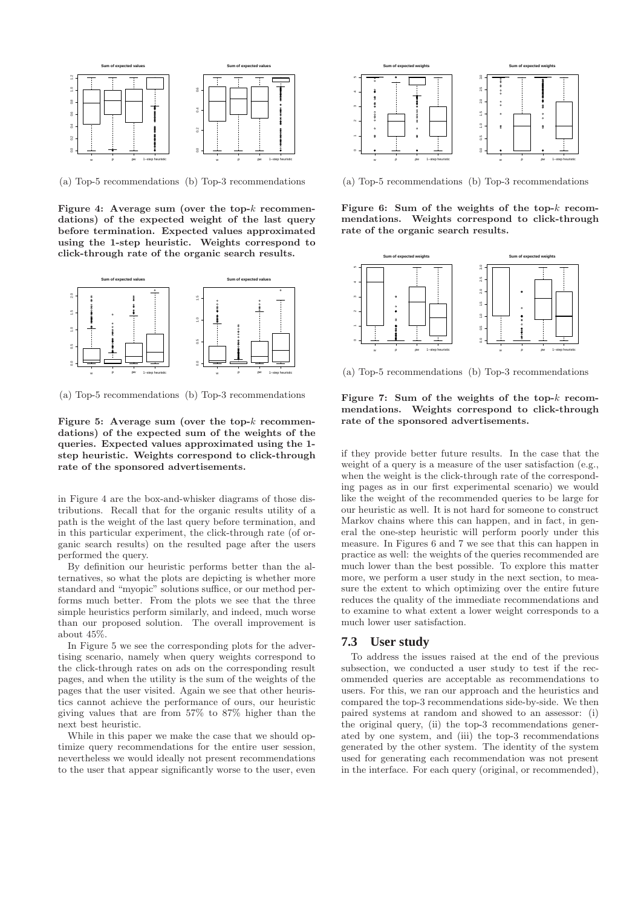(a) Top-5 recommendations (b) Top-3 recommendations

**Figure 4: Average sum (over the top-$k$ recommendations) of the expected weight of the last query before termination. Expected values approximated using the 1-step heuristic. Weights correspond to click-through rate of the organic search results.**

(a) Top-5 recommendations (b) Top-3 recommendations

**Figure 5: Average sum (over the top-$k$ recommendations) of the expected sum of the weights of the queries. Expected values approximated using the 1-step heuristic. Weights correspond to click-through rate of the sponsored advertisements.**

in Figure 4 are the box-and-whisker diagrams of those distributions. Recall that for the organic results utility of a path is the weight of the last query before termination, and in this particular experiment, the click-through rate (of organic search results) on the resulted page after the users performed the query.

By definition our heuristic performs better than the alternatives, so what the plots are depicting is whether more standard and "myopic" solutions suffice, or our method performs much better. From the plots we see that the three simple heuristics perform similarly, and indeed, much worse than our proposed solution. The overall improvement is about 45%.

In Figure 5 we see the corresponding plots for the advertising scenario, namely when query weights correspond to the click-through rates on ads on the corresponding result pages, and when the utility is the sum of the weights of the pages that the user visited. Again we see that other heuristics cannot achieve the performance of ours, our heuristic giving values that are from 57% to 87% higher than the next best heuristic.

While in this paper we make the case that we should optimize query recommendations for the entire user session, nevertheless we would ideally not present recommendations to the user that appear significantly worse to the user, even if they provide better future results. In the case that the weight of a query is a measure of the user satisfaction (e.g., when the weight is the click-through rate of the corresponding pages as in our first experimental scenario) we would like the weight of the recommended queries to be large for our heuristic as well. It is not hard for someone to construct Markov chains where this can happen, and in fact, in general the one-step heuristic will perform poorly under this measure. In Figures 6 and 7 we see that this can happen in practice as well: the weights of the queries recommended are much lower than the best possible. To explore this matter more, we perform a user study in the next section, to measure the extent to which optimizing over the entire future reduces the quality of the immediate recommendations and to examine to what extent a lower weight corresponds to a much lower user satisfaction.

(a) Top-5 recommendations (b) Top-3 recommendations

**Figure 6: Sum of the weights of the top-$k$ recommendations. Weights correspond to click-through rate of the organic search results.**

(a) Top-5 recommendations (b) Top-3 recommendations

**Figure 7: Sum of the weights of the top-$k$ recommendations. Weights correspond to click-through rate of the sponsored advertisements.**

## 7.3 User study

To address the issues raised at the end of the previous subsection, we conducted a user study to test if the recommended queries are acceptable as recommendations to users. For this, we ran our approach and the heuristics and compared the top-3 recommendations side-by-side. We then paired systems at random and showed to an assessor: (i) the original query, (ii) the top-3 recommendations generated by one system, and (iii) the top-3 recommendations generated by the other system. The identity of the system used for generating each recommendation was not present in the interface. For each query (original, or recommended),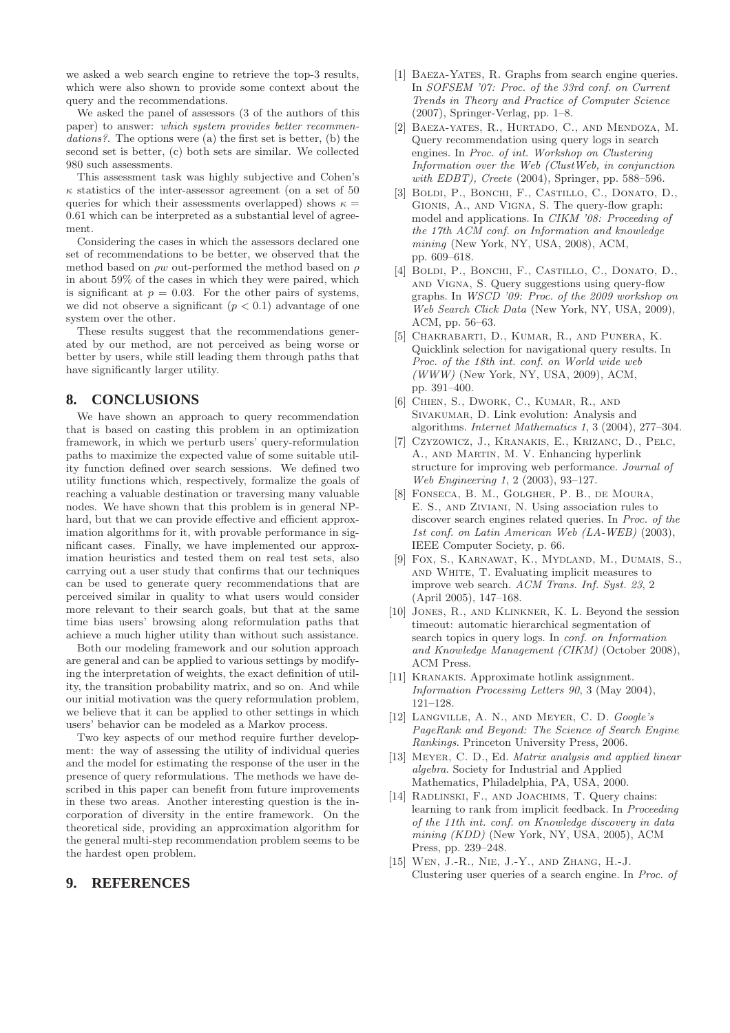we asked a web search engine to retrieve the top-3 results, which were also shown to provide some context about the query and the recommendations.

We asked the panel of assessors (3 of the authors of this paper) to answer: *which system provides better recommendations?*. The options were (a) the first set is better, (b) the second set is better, (c) both sets are similar. We collected 980 such assessments.

This assessment task was highly subjective and Cohen's $\kappa$ statistics of the inter-assessor agreement (on a set of 50 queries for which their assessments overlapped) shows $\kappa = 0.61$ which can be interpreted as a substantial level of agreement.

Considering the cases in which the assessors declared one set of recommendations to be better, we observed that the method based on $\rho w$ out-performed the method based on $\rho$ in about 59% of the cases in which they were paired, which is significant at $p = 0.03$. For the other pairs of systems, we did not observe a significant ($p < 0.1$) advantage of one system over the other.

These results suggest that the recommendations generated by our method, are not perceived as being worse or better by users, while still leading them through paths that have significantly larger utility.

## 8. CONCLUSIONS

We have shown an approach to query recommendation that is based on casting this problem in an optimization framework, in which we perturb users' query-reformulation paths to maximize the expected value of some suitable utility function defined over search sessions. We defined two utility functions which, respectively, formalize the goals of reaching a valuable destination or traversing many valuable nodes. We have shown that this problem is in general NP-hard, but that we can provide effective and efficient approximation algorithms for it, with provable performance in significant cases. Finally, we have implemented our approximation heuristics and tested them on real test sets, also carrying out a user study that confirms that our techniques can be used to generate query recommendations that are perceived similar in quality to what users would consider more relevant to their search goals, but that at the same time bias users' browsing along reformulation paths that achieve a much higher utility than without such assistance.

Both our modeling framework and our solution approach are general and can be applied to various settings by modifying the interpretation of weights, the exact definition of utility, the transition probability matrix, and so on. And while our initial motivation was the query reformulation problem, we believe that it can be applied to other settings in which users' behavior can be modeled as a Markov process.

Two key aspects of our method require further development: the way of assessing the utility of individual queries and the model for estimating the response of the user in the presence of query reformulations. The methods we have described in this paper can benefit from future improvements in these two areas. Another interesting question is the incorporation of diversity in the entire framework. On the theoretical side, providing an approximation algorithm for the general multi-step recommendation problem seems to be the hardest open problem.

## 9. REFERENCES

[1] Baeza-Yates, R. Graphs from search engine queries. In *SOFSEM '07: Proc. of the 33rd conf. on Current Trends in Theory and Practice of Computer Science* (2007), Springer-Verlag, pp. 1–8.

[2] Baeza-yates, R., Hurtado, C., and Mendoza, M. Query recommendation using query logs in search engines. In *Proc. of int. Workshop on Clustering Information over the Web (ClustWeb, in conjunction with EDBT), Creete* (2004), Springer, pp. 588–596.

[3] Boldi, P., Bonchi, F., Castillo, C., Donato, D., Gionis, A., and Vigna, S. The query-flow graph: model and applications. In *CIKM '08: Proceeding of the 17th ACM conf. on Information and knowledge mining* (New York, NY, USA, 2008), ACM, pp. 609–618.

[4] Boldi, P., Bonchi, F., Castillo, C., Donato, D., and Vigna, S. Query suggestions using query-flow graphs. In *WSCD '09: Proc. of the 2009 workshop on Web Search Click Data* (New York, NY, USA, 2009), ACM, pp. 56–63.

[5] Chakrabarti, D., Kumar, R., and Punera, K. Quicklink selection for navigational query results. In *Proc. of the 18th int. conf. on World wide web (WWW)* (New York, NY, USA, 2009), ACM, pp. 391–400.

[6] Chien, S., Dwork, C., Kumar, R., and Sivakumar, D. Link evolution: Analysis and algorithms. *Internet Mathematics 1*, 3 (2004), 277–304.

[7] Czyzowicz, J., Kranakis, E., Krizanc, D., Pelc, A., and Martin, M. V. Enhancing hyperlink structure for improving web performance. *Journal of Web Engineering 1*, 2 (2003), 93–127.

[8] Fonseca, B. M., Golgher, P. B., de Moura, E. S., and Ziviani, N. Using association rules to discover search engines related queries. In *Proc. of the 1st conf. on Latin American Web (LA-WEB)* (2003), IEEE Computer Society, p. 66.

[9] Fox, S., Karnawat, K., Mydland, M., Dumais, S., and White, T. Evaluating implicit measures to improve web search. *ACM Trans. Inf. Syst. 23*, 2 (April 2005), 147–168.

[10] Jones, R., and Klinkner, K. L. Beyond the session timeout: automatic hierarchical segmentation of search topics in query logs. In *conf. on Information and Knowledge Management (CIKM)* (October 2008), ACM Press.

[11] Kranakis. Approximate hotlink assignment. *Information Processing Letters 90*, 3 (May 2004), 121–128.

[12] Langville, A. N., and Meyer, C. D. *Google's PageRank and Beyond: The Science of Search Engine Rankings*. Princeton University Press, 2006.

[13] Meyer, C. D., Ed. *Matrix analysis and applied linear algebra*. Society for Industrial and Applied Mathematics, Philadelphia, PA, USA, 2000.

[14] Radlinski, F., and Joachims, T. Query chains: learning to rank from implicit feedback. In *Proceeding of the 11th int. conf. on Knowledge discovery in data mining (KDD)* (New York, NY, USA, 2005), ACM Press, pp. 239–248.

[15] Wen, J.-R., Nie, J.-Y., and Zhang, H.-J. Clustering user queries of a search engine. In *Proc. of*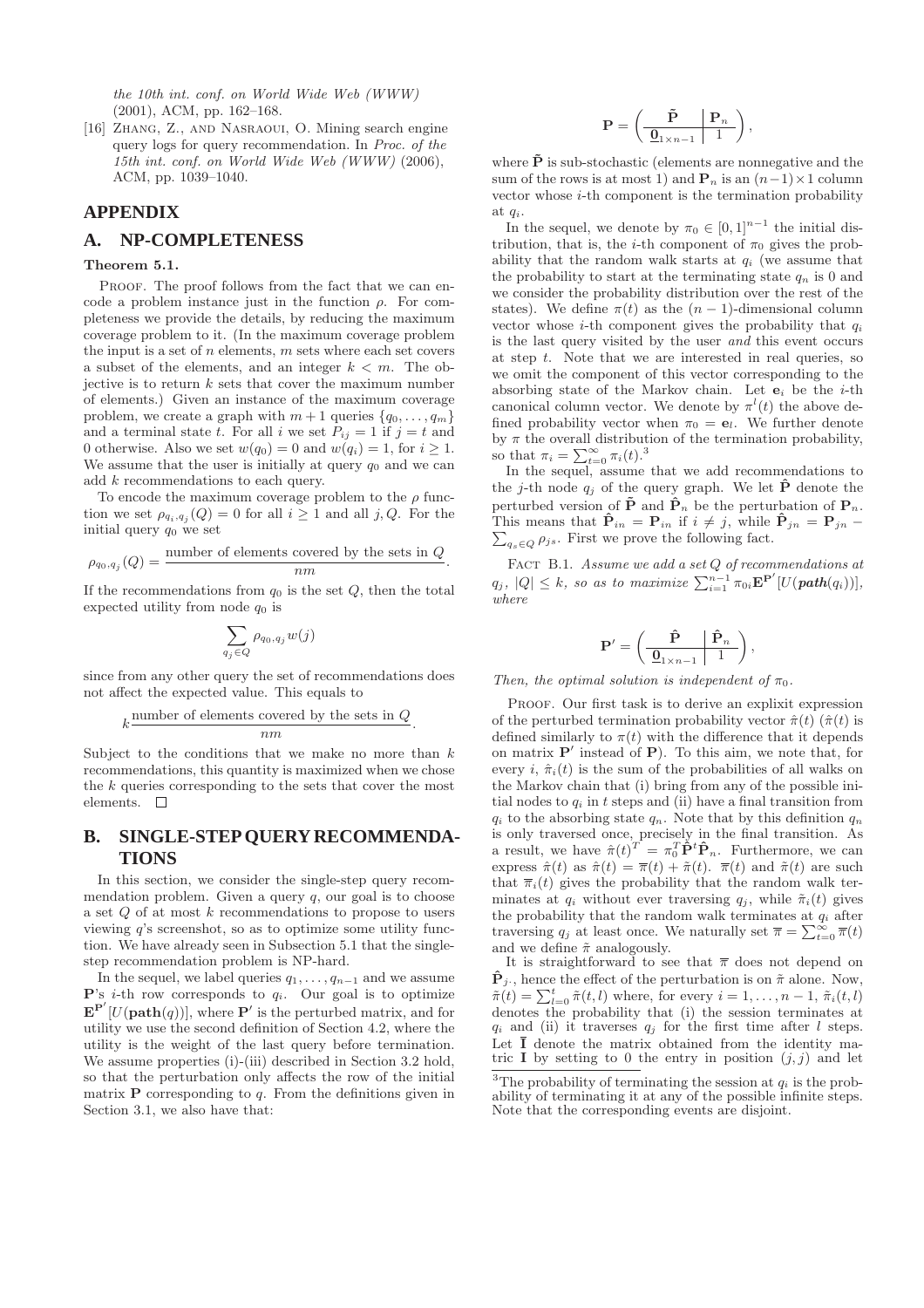the 10th int. conf. on World Wide Web (WWW) (2001), ACM, pp. 162–168.

[16] Zhang, Z., and Nasraoui, O. Mining search engine query logs for query recommendation. In *Proc. of the 15th int. conf. on World Wide Web (WWW)* (2006), ACM, pp. 1039–1040.

# APPENDIX

## A. NP-COMPLETENESS

**Theorem 5.1.**

Proof. The proof follows from the fact that we can encode a problem instance just in the function $\rho$. For completeness we provide the details, by reducing the maximum coverage problem to it. (In the maximum coverage problem the input is a set of $n$ elements, $m$ sets where each set covers a subset of the elements, and an integer $k < m$. The objective is to return $k$ sets that cover the maximum number of elements.) Given an instance of the maximum coverage problem, we create a graph with $m+1$ queries $\{q_0, \ldots, q_m\}$ and a terminal state $t$. For all $i$ we set $P_{ij} = 1$ if $j = t$ and 0 otherwise. Also we set $w(q_0) = 0$ and $w(q_i) = 1$, for $i \geq 1$. We assume that the user is initially at query $q_0$ and we can add $k$ recommendations to each query.

To encode the maximum coverage problem to the $\rho$ function we set $\rho_{q_i, q_j}(Q) = 0$ for all $i \geq 1$ and all $j, Q$. For the initial query $q_0$ we set

$$\rho_{q_0, q_j}(Q) = \frac{\text{number of elements covered by the sets in } Q}{nm}.$$

If the recommendations from $q_0$ is the set $Q$, then the total expected utility from node $q_0$ is

$$\sum_{q_j \in Q} \rho_{q_0, q_j} w(j)$$

since from any other query the set of recommendations does not affect the expected value. This equals to

$$k \frac{\text{number of elements covered by the sets in } Q}{nm}.$$

Subject to the conditions that we make no more than $k$ recommendations, this quantity is maximized when we chose the $k$ queries corresponding to the sets that cover the most elements. $\square$

## B. SINGLE-STEP QUERY RECOMMENDATIONS

In this section, we consider the single-step query recommendation problem. Given a query $q$, our goal is to choose a set $Q$ of at most $k$ recommendations to propose to users viewing $q$'s screenshot, so as to optimize some utility function. We have already seen in Subsection 5.1 that the single-step recommendation problem is NP-hard.

In the sequel, we label queries $q_1, \ldots, q_{n-1}$ and we assume $\mathbf{P}$'s $i$-th row corresponds to $q_i$. Our goal is to optimize $\mathbf{E}^{\mathbf{P}'}[U(\mathbf{path}(q))]$, where $\mathbf{P}'$ is the perturbed matrix, and for utility we use the second definition of Section 4.2, where the utility is the weight of the last query before termination. We assume properties (i)-(iii) described in Section 3.2 hold, so that the perturbation only affects the row of the initial matrix $\mathbf{P}$ corresponding to $q$. From the definitions given in Section 3.1, we also have that:

$$\mathbf{P} = \left( \begin{array}{c|c} \tilde{\mathbf{P}} & \mathbf{P}_n \\ \hline \underline{\mathbf{0}}_{1 \times n-1} & 1 \end{array} \right),$$

where $\tilde{\mathbf{P}}$ is sub-stochastic (elements are nonnegative and the sum of the rows is at most 1) and $\mathbf{P}_n$ is an $(n-1) \times 1$ column vector whose $i$-th component is the termination probability at $q_i$.

In the sequel, we denote by $\pi_0 \in [0,1]^{n-1}$ the initial distribution, that is, the $i$-th component of $\pi_0$ gives the probability that the random walk starts at $q_i$ (we assume that the probability to start at the terminating state $q_n$ is 0 and we consider the probability distribution over the rest of the states). We define $\pi(t)$ as the $(n-1)$-dimensional column vector whose $i$-th component gives the probability that $q_i$ is the last query visited by the user *and* this event occurs at step $t$. Note that we are interested in real queries, so we omit the component of this vector corresponding to the absorbing state of the Markov chain. Let $\mathbf{e}_i$ be the $i$-th canonical column vector. We denote by $\pi^l(t)$ the above defined probability vector when $\pi_0 = \mathbf{e}_l$. We further denote by $\pi$ the overall distribution of the termination probability, so that $\pi_i = \sum_{t=0}^{\infty} \pi_i(t)$.[3]

In the sequel, assume that we add recommendations to the $j$-th node $q_j$ of the query graph. We let $\hat{\mathbf{P}}$ denote the perturbed version of $\tilde{\mathbf{P}}$ and $\hat{\mathbf{P}}_n$ be the perturbation of $\mathbf{P}_n$. This means that $\hat{\mathbf{P}}_{in} = \mathbf{P}_{in}$ if $i \neq j$, while $\hat{\mathbf{P}}_{jn} = \mathbf{P}_{jn} - \sum_{q_s \in Q} \rho_{js}$. First we prove the following fact.

Fact B.1. *Assume we add a set $Q$ of recommendations at $q_j$, $|Q| \leq k$, so as to maximize $\sum_{i=1}^{n-1} \pi_{0i} \mathbf{E}^{\mathbf{P}'}[U(\textbf{path}(q_i))]$, where*

$$\mathbf{P}' = \left( \begin{array}{c|c} \hat{\mathbf{P}} & \hat{\mathbf{P}}_n \\ \hline \underline{\mathbf{0}}_{1 \times n-1} & 1 \end{array} \right),$$

*Then, the optimal solution is independent of $\pi_0$.*

Proof. Our first task is to derive an explixit expression of the perturbed termination probability vector $\hat{\pi}(t)$ ($\hat{\pi}(t)$ is defined similarly to $\pi(t)$ with the difference that it depends on matrix $\mathbf{P}'$ instead of $\mathbf{P}$). To this aim, we note that, for every $i$, $\hat{\pi}_i(t)$ is the sum of the probabilities of all walks on the Markov chain that (i) bring from any of the possible initial nodes to $q_i$ in $t$ steps and (ii) have a final transition from $q_i$ to the absorbing state $q_n$. Note that by this definition $q_n$ is only traversed once, precisely in the final transition. As a result, we have $\hat{\pi}(t)^T = \pi_0^T \hat{\mathbf{P}}^t \hat{\mathbf{P}}_n$. Furthermore, we can express $\hat{\pi}(t)$ as $\hat{\pi}(t) = \overline{\pi}(t) + \tilde{\pi}(t)$. $\overline{\pi}(t)$ and $\tilde{\pi}(t)$ are such that $\overline{\pi}_i(t)$ gives the probability that the random walk terminates at $q_i$ without ever traversing $q_j$, while $\tilde{\pi}_i(t)$ gives the probability that the random walk terminates at $q_i$ after traversing $q_j$ at least once. We naturally set $\overline{\pi} = \sum_{t=0}^{\infty} \overline{\pi}(t)$ and we define $\tilde{\pi}$ analogously.

It is straightforward to see that $\overline{\pi}$ does not depend on $\hat{\mathbf{P}}_{j\cdot}$, hence the effect of the perturbation is on $\tilde{\pi}$ alone. Now, $\tilde{\pi}(t) = \sum_{l=0}^{t} \tilde{\pi}(t,l)$ where, for every $i = 1, \ldots, n-1$, $\tilde{\pi}_i(t,l)$ denotes the probability that (i) the session terminates at $q_i$ and (ii) it traverses $q_j$ for the first time after $l$ steps. Let $\bar{\mathbf{I}}$ denote the matrix obtained from the identity matric $\mathbf{I}$ by setting to 0 the entry in position $(j,j)$ and let

[3] The probability of terminating the session at $q_i$ is the probability of terminating it at any of the possible infinite steps. Note that the corresponding events are disjoint.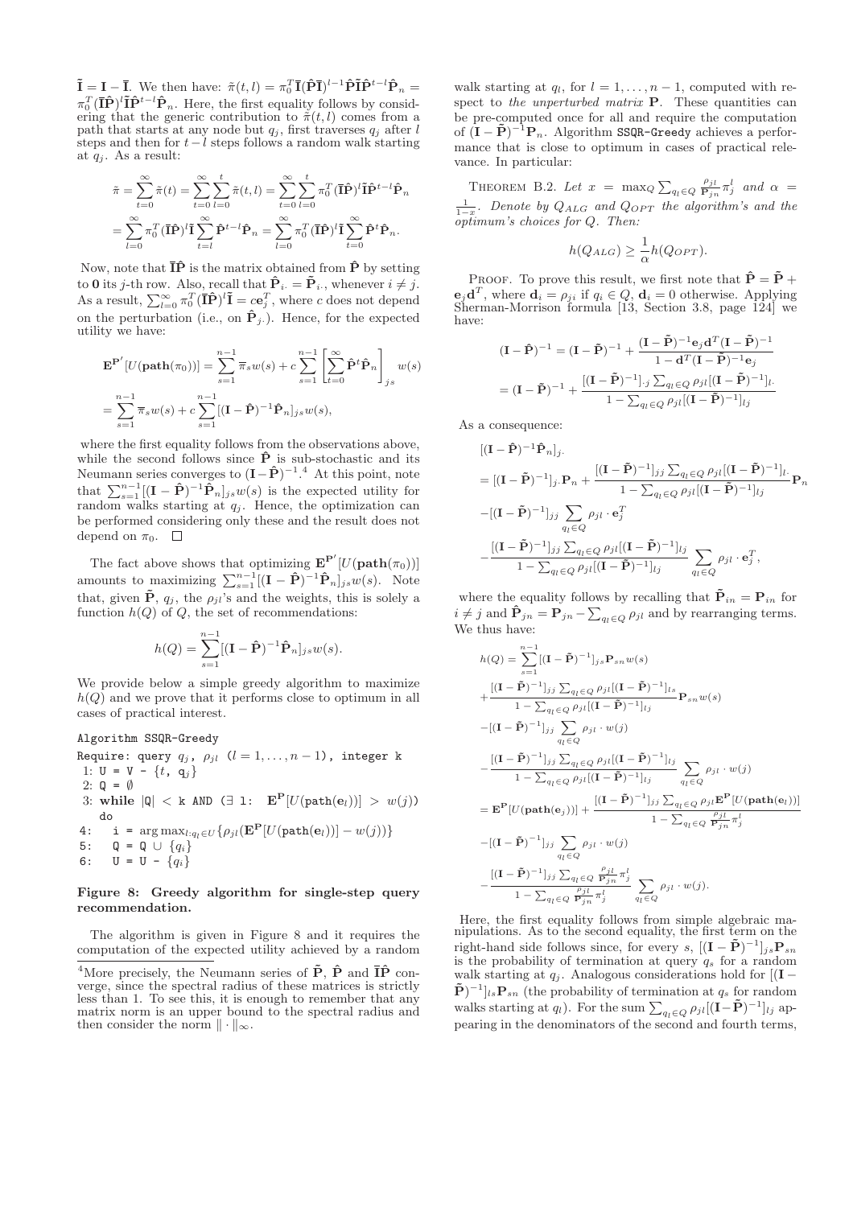$\tilde{\mathbf{I}} = \mathbf{I} - \overline{\mathbf{I}}$. We then have: $\tilde{\pi}(t,l) = \pi_0^T \overline{\mathbf{I}}(\hat{\mathbf{P}}\overline{\mathbf{I}})^{l-1}\hat{\mathbf{P}}\tilde{\mathbf{I}}\hat{\mathbf{P}}^{t-l}\hat{\mathbf{P}}_n = \pi_0^T(\overline{\mathbf{I}}\hat{\mathbf{P}})^l\tilde{\mathbf{I}}\hat{\mathbf{P}}^{t-l}\hat{\mathbf{P}}_n$. Here, the first equality follows by considering that the generic contribution to $\tilde{\pi}(t,l)$ comes from a path that starts at any node but $q_j$, first traverses $q_j$ after $l$ steps and then for $t-l$ steps follows a random walk starting at $q_j$. As a result:

$$\tilde{\pi} = \sum_{t=0}^{\infty}\tilde{\pi}(t) = \sum_{t=0}^{\infty}\sum_{l=0}^{t}\tilde{\pi}(t,l) = \sum_{t=0}^{\infty}\sum_{l=0}^{t}\pi_0^T(\overline{\mathbf{I}}\hat{\mathbf{P}})^l\tilde{\mathbf{I}}\hat{\mathbf{P}}^{t-l}\hat{\mathbf{P}}_n$$

$$= \sum_{l=0}^{\infty}\pi_0^T(\overline{\mathbf{I}}\hat{\mathbf{P}})^l\tilde{\mathbf{I}}\sum_{t=l}^{\infty}\hat{\mathbf{P}}^{t-l}\hat{\mathbf{P}}_n = \sum_{l=0}^{\infty}\pi_0^T(\overline{\mathbf{I}}\hat{\mathbf{P}})^l\tilde{\mathbf{I}}\sum_{t=0}^{\infty}\hat{\mathbf{P}}^t\hat{\mathbf{P}}_n.$$

Now, note that $\overline{\mathbf{I}}\hat{\mathbf{P}}$ is the matrix obtained from $\hat{\mathbf{P}}$ by setting to $\mathbf{0}$ its $j$-th row. Also, recall that $\hat{\mathbf{P}}_{i\cdot} = \tilde{\mathbf{P}}_{i\cdot}$, whenever $i \neq j$. As a result, $\sum_{l=0}^{\infty}\pi_0^T(\overline{\mathbf{I}}\hat{\mathbf{P}})^l\tilde{\mathbf{I}} = c\mathbf{e}_j^T$, where $c$ does not depend on the perturbation (i.e., on $\hat{\mathbf{P}}_{j\cdot}$). Hence, for the expected utility we have:

$$\mathbf{E}^{\mathbf{P}'}[U(\mathbf{path}(\pi_0))] = \sum_{s=1}^{n-1}\overline{\pi}_s w(s) + c\sum_{s=1}^{n-1}\left[\sum_{t=0}^{\infty}\hat{\mathbf{P}}^t\hat{\mathbf{P}}_n\right]_{js} w(s)$$

$$= \sum_{s=1}^{n-1}\overline{\pi}_s w(s) + c\sum_{s=1}^{n-1}[(\mathbf{I}-\hat{\mathbf{P}})^{-1}\hat{\mathbf{P}}_n]_{js}w(s),$$

where the first equality follows from the observations above, while the second follows since $\hat{\mathbf{P}}$ is sub-stochastic and its Neumann series converges to $(\mathbf{I}-\hat{\mathbf{P}})^{-1}$.[4] At this point, note that $\sum_{s=1}^{n-1}[(\mathbf{I}-\hat{\mathbf{P}})^{-1}\hat{\mathbf{P}}_n]_{js}w(s)$ is the expected utility for random walks starting at $q_j$. Hence, the optimization can be performed considering only these and the result does not depend on $\pi_0$. $\square$

The fact above shows that optimizing $\mathbf{E}^{\mathbf{P}'}[U(\mathbf{path}(\pi_0))]$ amounts to maximizing $\sum_{s=1}^{n-1}[(\mathbf{I}-\hat{\mathbf{P}})^{-1}\hat{\mathbf{P}}_n]_{js}w(s)$. Note that, given $\tilde{\mathbf{P}}$, $q_j$, the $\rho_{jl}$'s and the weights, this is solely a function $h(Q)$ of $Q$, the set of recommendations:

$$h(Q) = \sum_{s=1}^{n-1}[(\mathbf{I}-\hat{\mathbf{P}})^{-1}\hat{\mathbf{P}}_n]_{js}w(s).$$

We provide below a simple greedy algorithm to maximize $h(Q)$ and we prove that it performs close to optimum in all cases of practical interest.

```
Algorithm SSQR-Greedy
Require: query q_j, ρ_jl (l = 1,...,n−1), integer k
 1: U = V - {t, q_j}
 2: Q = ∅
 3: while |Q| < k AND (∃ l: E^P[U(path(e_l))] > w(j)) do
 4:   i = arg max_{l: q_l ∈ U} {ρ_jl (E^P[U(path(e_l))] − w(j))}
 5:   Q = Q ∪ {q_i}
 6:   U = U - {q_i}
```

**Figure 8: Greedy algorithm for single-step query recommendation.**

The algorithm is given in Figure 8 and it requires the computation of the expected utility achieved by a random walk starting at $q_l$, for $l = 1, \ldots, n-1$, computed with respect to *the unperturbed matrix* $\mathbf{P}$. These quantities can be pre-computed once for all and require the computation of $(\mathbf{I}-\tilde{\mathbf{P}})^{-1}\mathbf{P}_n$. Algorithm SSQR-Greedy achieves a performance that is close to optimum in cases of practical relevance. In particular:

THEOREM B.2. *Let $x = \max_Q \sum_{q_l \in Q}\frac{\rho_{jl}}{\mathbf{P}_{jn}}\pi_j^l$ and $\alpha = \frac{1}{1-x}$. Denote by $Q_{ALG}$ and $Q_{OPT}$ the algorithm's and the optimum's choices for $Q$. Then:*

$$h(Q_{ALG}) \geq \frac{1}{\alpha}h(Q_{OPT}).$$

PROOF. To prove this result, we first note that $\hat{\mathbf{P}} = \tilde{\mathbf{P}} + \mathbf{e}_j\mathbf{d}^T$, where $\mathbf{d}_i = \rho_{ji}$ if $q_i \in Q$, $\mathbf{d}_i = 0$ otherwise. Applying Sherman-Morrison formula [13, Section 3.8, page 124] we have:

$$(\mathbf{I}-\hat{\mathbf{P}})^{-1} = (\mathbf{I}-\tilde{\mathbf{P}})^{-1} + \frac{(\mathbf{I}-\tilde{\mathbf{P}})^{-1}\mathbf{e}_j\mathbf{d}^T(\mathbf{I}-\tilde{\mathbf{P}})^{-1}}{1-\mathbf{d}^T(\mathbf{I}-\tilde{\mathbf{P}})^{-1}\mathbf{e}_j}$$

$$= (\mathbf{I}-\tilde{\mathbf{P}})^{-1} + \frac{[(\mathbf{I}-\tilde{\mathbf{P}})^{-1}]_{\cdot j}\sum_{q_l\in Q}\rho_{jl}[(\mathbf{I}-\tilde{\mathbf{P}})^{-1}]_{l\cdot}}{1-\sum_{q_l\in Q}\rho_{jl}[(\mathbf{I}-\tilde{\mathbf{P}})^{-1}]_{lj}}$$

As a consequence:

$$[(\mathbf{I}-\hat{\mathbf{P}})^{-1}\hat{\mathbf{P}}_n]_{j\cdot}$$

$$= [(\mathbf{I}-\tilde{\mathbf{P}})^{-1}]_{j\cdot}\mathbf{P}_n + \frac{[(\mathbf{I}-\tilde{\mathbf{P}})^{-1}]_{jj}\sum_{q_l\in Q}\rho_{jl}[(\mathbf{I}-\tilde{\mathbf{P}})^{-1}]_{l\cdot}}{1-\sum_{q_l\in Q}\rho_{jl}[(\mathbf{I}-\tilde{\mathbf{P}})^{-1}]_{lj}}\mathbf{P}_n$$

$$-[(\mathbf{I}-\tilde{\mathbf{P}})^{-1}]_{jj}\sum_{q_l\in Q}\rho_{jl}\cdot\mathbf{e}_j^T$$

$$-\frac{[(\mathbf{I}-\tilde{\mathbf{P}})^{-1}]_{jj}\sum_{q_l\in Q}\rho_{jl}[(\mathbf{I}-\tilde{\mathbf{P}})^{-1}]_{lj}}{1-\sum_{q_l\in Q}\rho_{jl}[(\mathbf{I}-\tilde{\mathbf{P}})^{-1}]_{lj}}\sum_{q_l\in Q}\rho_{jl}\cdot\mathbf{e}_j^T,$$

where the equality follows by recalling that $\tilde{\mathbf{P}}_{in} = \mathbf{P}_{in}$ for $i \neq j$ and $\hat{\mathbf{P}}_{jn} = \mathbf{P}_{jn} - \sum_{q_l\in Q}\rho_{jl}$ and by rearranging terms. We thus have:

$$h(Q) = \sum_{s=1}^{n-1}[(\mathbf{I}-\tilde{\mathbf{P}})^{-1}]_{js}\mathbf{P}_{sn}w(s)$$

$$+\frac{[(\mathbf{I}-\tilde{\mathbf{P}})^{-1}]_{jj}\sum_{q_l\in Q}\rho_{jl}[(\mathbf{I}-\tilde{\mathbf{P}})^{-1}]_{ls}}{1-\sum_{q_l\in Q}\rho_{jl}[(\mathbf{I}-\tilde{\mathbf{P}})^{-1}]_{lj}}\mathbf{P}_{sn}w(s)$$

$$-[(\mathbf{I}-\tilde{\mathbf{P}})^{-1}]_{jj}\sum_{q_l\in Q}\rho_{jl}\cdot w(j)$$

$$-\frac{[(\mathbf{I}-\tilde{\mathbf{P}})^{-1}]_{jj}\sum_{q_l\in Q}\rho_{jl}[(\mathbf{I}-\tilde{\mathbf{P}})^{-1}]_{lj}}{1-\sum_{q_l\in Q}\rho_{jl}[(\mathbf{I}-\tilde{\mathbf{P}})^{-1}]_{lj}}\sum_{q_l\in Q}\rho_{jl}\cdot w(j)$$

$$= \mathbf{E}^{\mathbf{P}}[U(\mathbf{path}(\mathbf{e}_j))] + \frac{[(\mathbf{I}-\tilde{\mathbf{P}})^{-1}]_{jj}\sum_{q_l\in Q}\rho_{jl}\mathbf{E}^{\mathbf{P}}[U(\mathbf{path}(\mathbf{e}_l))]}{1-\sum_{q_l\in Q}\frac{\rho_{jl}}{\mathbf{P}_{jn}}\pi_j^l}$$

$$-[(\mathbf{I}-\tilde{\mathbf{P}})^{-1}]_{jj}\sum_{q_l\in Q}\rho_{jl}\cdot w(j)$$

$$-\frac{[(\mathbf{I}-\tilde{\mathbf{P}})^{-1}]_{jj}\sum_{q_l\in Q}\frac{\rho_{jl}}{\mathbf{P}_{jn}}\pi_j^l}{1-\sum_{q_l\in Q}\frac{\rho_{jl}}{\mathbf{P}_{jn}}\pi_j^l}\sum_{q_l\in Q}\rho_{jl}\cdot w(j).$$

Here, the first equality follows from simple algebraic manipulations. As to the second equality, the first term on the right-hand side follows since, for every $s$, $[(\mathbf{I}-\tilde{\mathbf{P}})^{-1}]_{js}\mathbf{P}_{sn}$ is the probability of termination at query $q_s$ for a random walk starting at $q_j$. Analogous considerations hold for $[(\mathbf{I}-\tilde{\mathbf{P}})^{-1}]_{ls}\mathbf{P}_{sn}$ (the probability of termination at $q_s$ for random walks starting at $q_l$). For the sum $\sum_{q_l\in Q}\rho_{jl}[(\mathbf{I}-\tilde{\mathbf{P}})^{-1}]_{lj}$ appearing in the denominators of the second and fourth terms,

---

[4] More precisely, the Neumann series of $\tilde{\mathbf{P}}$, $\hat{\mathbf{P}}$ and $\overline{\mathbf{I}}\hat{\mathbf{P}}$ converge, since the spectral radius of these matrices is strictly less than 1. To see this, it is enough to remember that any matrix norm is an upper bound to the spectral radius and then consider the norm $\|\cdot\|_\infty$.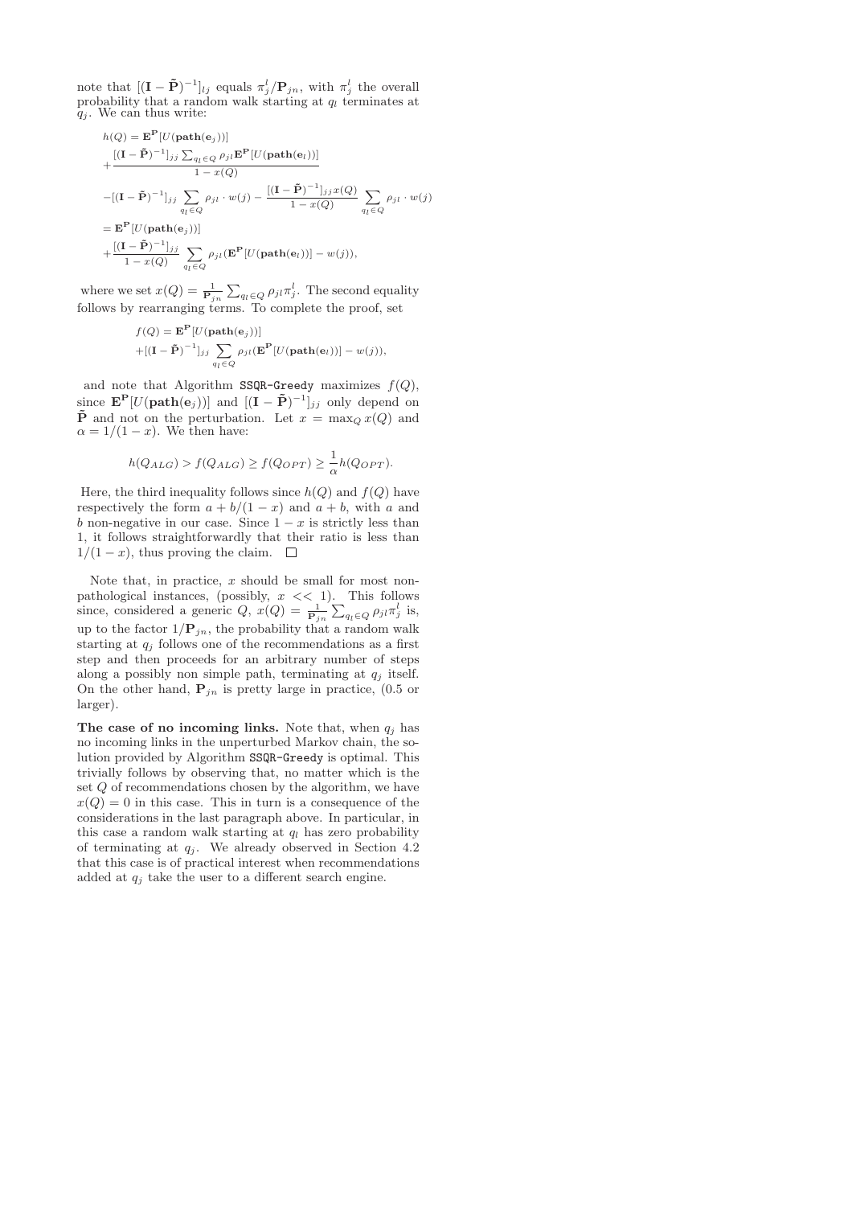note that $[(\mathbf{I} - \tilde{\mathbf{P}})^{-1}]_{lj}$ equals $\pi_j^l / \mathbf{P}_{jn}$, with $\pi_j^l$ the overall probability that a random walk starting at $q_l$ terminates at $q_j$. We can thus write:

$$
\begin{aligned}
&h(Q) = \mathbf{E}^{\mathbf{P}}[U(\mathbf{path}(\mathbf{e}_j))] \\
&+ \frac{[(\mathbf{I} - \tilde{\mathbf{P}})^{-1}]_{jj} \sum_{q_l \in Q} \rho_{jl} \mathbf{E}^{\mathbf{P}}[U(\mathbf{path}(\mathbf{e}_l))]}{1 - x(Q)} \\
&- [(\mathbf{I} - \tilde{\mathbf{P}})^{-1}]_{jj} \sum_{q_l \in Q} \rho_{jl} \cdot w(j) - \frac{[(\mathbf{I} - \tilde{\mathbf{P}})^{-1}]_{jj} x(Q)}{1 - x(Q)} \sum_{q_l \in Q} \rho_{jl} \cdot w(j) \\
&= \mathbf{E}^{\mathbf{P}}[U(\mathbf{path}(\mathbf{e}_j))] \\
&+ \frac{[(\mathbf{I} - \tilde{\mathbf{P}})^{-1}]_{jj}}{1 - x(Q)} \sum_{q_l \in Q} \rho_{jl} (\mathbf{E}^{\mathbf{P}}[U(\mathbf{path}(\mathbf{e}_l))] - w(j)),
\end{aligned}
$$

where we set $x(Q) = \frac{1}{\mathbf{P}_{jn}} \sum_{q_l \in Q} \rho_{jl} \pi_j^l$. The second equality follows by rearranging terms. To complete the proof, set

$$
\begin{aligned}
&f(Q) = \mathbf{E}^{\mathbf{P}}[U(\mathbf{path}(\mathbf{e}_j))] \\
&+ [(\mathbf{I} - \tilde{\mathbf{P}})^{-1}]_{jj} \sum_{q_l \in Q} \rho_{jl} (\mathbf{E}^{\mathbf{P}}[U(\mathbf{path}(\mathbf{e}_l))] - w(j)),
\end{aligned}
$$

and note that Algorithm `SSQR-Greedy` maximizes $f(Q)$, since $\mathbf{E}^{\mathbf{P}}[U(\mathbf{path}(\mathbf{e}_j))]$ and $[(\mathbf{I} - \tilde{\mathbf{P}})^{-1}]_{jj}$ only depend on $\tilde{\mathbf{P}}$ and not on the perturbation. Let $x = \max_Q x(Q)$ and $\alpha = 1/(1 - x)$. We then have:

$$
h(Q_{ALG}) > f(Q_{ALG}) \geq f(Q_{OPT}) \geq \frac{1}{\alpha} h(Q_{OPT}).
$$

Here, the third inequality follows since $h(Q)$ and $f(Q)$ have respectively the form $a + b/(1 - x)$ and $a + b$, with $a$ and $b$ non-negative in our case. Since $1 - x$ is strictly less than 1, it follows straightforwardly that their ratio is less than $1/(1 - x)$, thus proving the claim. $\square$

Note that, in practice, $x$ should be small for most non-pathological instances, (possibly, $x << 1$). This follows since, considered a generic $Q$, $x(Q) = \frac{1}{\mathbf{P}_{jn}} \sum_{q_l \in Q} \rho_{jl} \pi_j^l$ is, up to the factor $1/\mathbf{P}_{jn}$, the probability that a random walk starting at $q_j$ follows one of the recommendations as a first step and then proceeds for an arbitrary number of steps along a possibly non simple path, terminating at $q_j$ itself. On the other hand, $\mathbf{P}_{jn}$ is pretty large in practice, (0.5 or larger).

**The case of no incoming links.** Note that, when $q_j$ has no incoming links in the unperturbed Markov chain, the solution provided by Algorithm `SSQR-Greedy` is optimal. This trivially follows by observing that, no matter which is the set $Q$ of recommendations chosen by the algorithm, we have $x(Q) = 0$ in this case. This in turn is a consequence of the considerations in the last paragraph above. In particular, in this case a random walk starting at $q_l$ has zero probability of terminating at $q_j$. We already observed in Section 4.2 that this case is of practical interest when recommendations added at $q_j$ take the user to a different search engine.